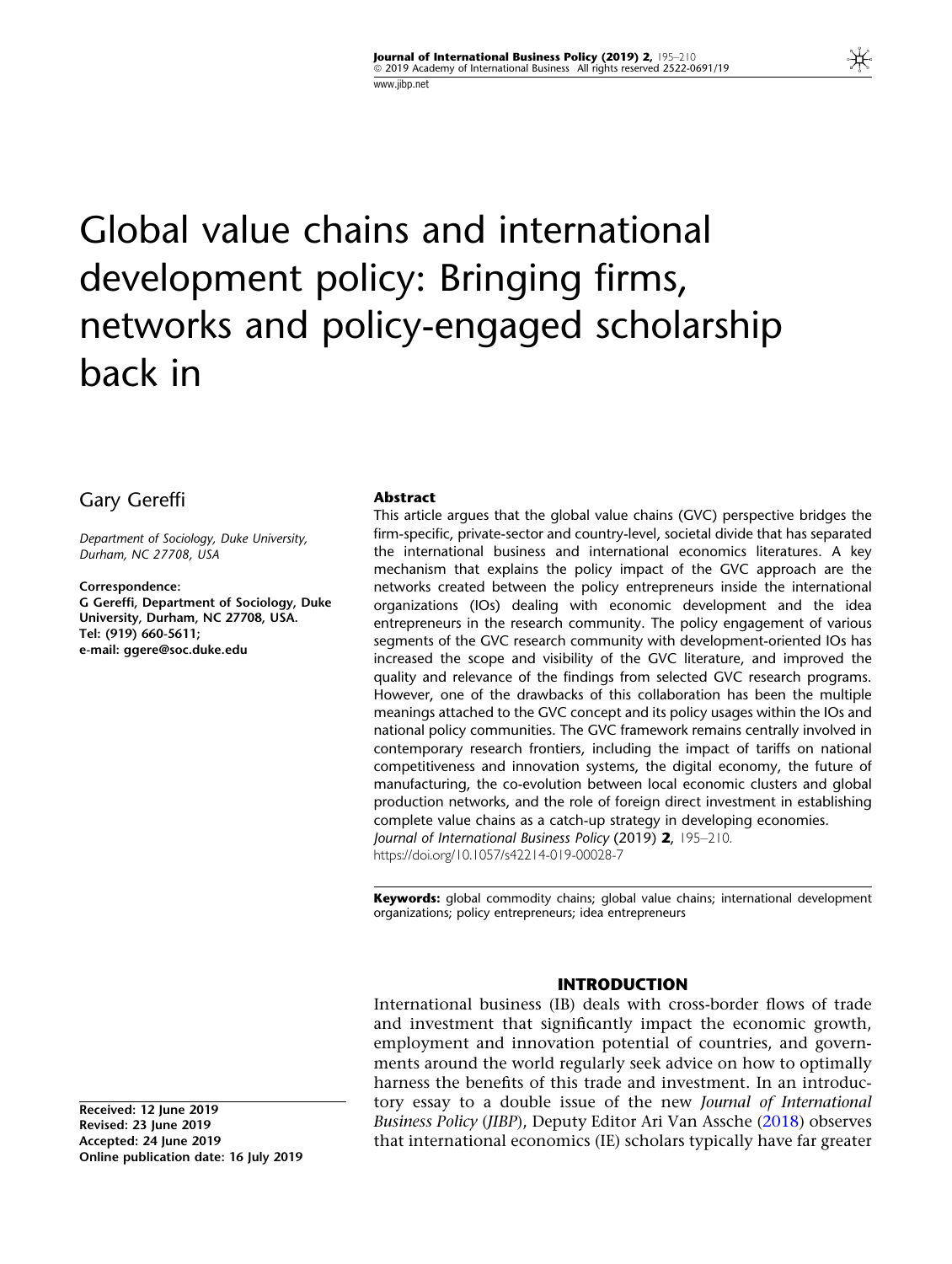# Global value chains and international development policy: Bringing firms, networks and policy-engaged scholarship back in

Gary Gereffi

*Department of Sociology, Duke University, Durham, NC 27708, USA*

**Correspondence:**
**G Gereffi, Department of Sociology, Duke University, Durham, NC 27708, USA.**
**Tel: (919) 660-5611;**
**e-mail: ggere@soc.duke.edu**

## Abstract

This article argues that the global value chains (GVC) perspective bridges the firm-specific, private-sector and country-level, societal divide that has separated the international business and international economics literatures. A key mechanism that explains the policy impact of the GVC approach are the networks created between the policy entrepreneurs inside the international organizations (IOs) dealing with economic development and the idea entrepreneurs in the research community. The policy engagement of various segments of the GVC research community with development-oriented IOs has increased the scope and visibility of the GVC literature, and improved the quality and relevance of the findings from selected GVC research programs. However, one of the drawbacks of this collaboration has been the multiple meanings attached to the GVC concept and its policy usages within the IOs and national policy communities. The GVC framework remains centrally involved in contemporary research frontiers, including the impact of tariffs on national competitiveness and innovation systems, the digital economy, the future of manufacturing, the co-evolution between local economic clusters and global production networks, and the role of foreign direct investment in establishing complete value chains as a catch-up strategy in developing economies.
*Journal of International Business Policy* (2019) **2**, 195–210.
https://doi.org/10.1057/s42214-019-00028-7

**Keywords:** global commodity chains; global value chains; international development organizations; policy entrepreneurs; idea entrepreneurs

**Received: 12 June 2019**
**Revised: 23 June 2019**
**Accepted: 24 June 2019**
**Online publication date: 16 July 2019**

## INTRODUCTION

International business (IB) deals with cross-border flows of trade and investment that significantly impact the economic growth, employment and innovation potential of countries, and governments around the world regularly seek advice on how to optimally harness the benefits of this trade and investment. In an introductory essay to a double issue of the new *Journal of International Business Policy* (*JIBP*), Deputy Editor Ari Van Assche (2018) observes that international economics (IE) scholars typically have far greater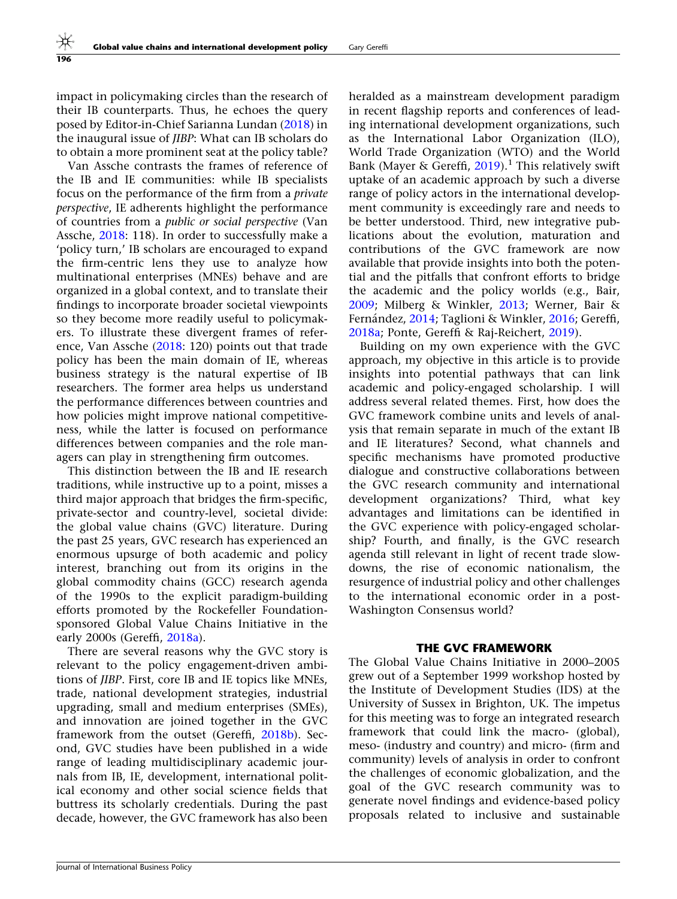impact in policymaking circles than the research of their IB counterparts. Thus, he echoes the query posed by Editor-in-Chief Sarianna Lundan (2018) in the inaugural issue of *JIBP*: What can IB scholars do to obtain a more prominent seat at the policy table?

Van Assche contrasts the frames of reference of the IB and IE communities: while IB specialists focus on the performance of the firm from a *private perspective*, IE adherents highlight the performance of countries from a *public or social perspective* (Van Assche, 2018: 118). In order to successfully make a 'policy turn,' IB scholars are encouraged to expand the firm-centric lens they use to analyze how multinational enterprises (MNEs) behave and are organized in a global context, and to translate their findings to incorporate broader societal viewpoints so they become more readily useful to policymakers. To illustrate these divergent frames of reference, Van Assche (2018: 120) points out that trade policy has been the main domain of IE, whereas business strategy is the natural expertise of IB researchers. The former area helps us understand the performance differences between countries and how policies might improve national competitiveness, while the latter is focused on performance differences between companies and the role managers can play in strengthening firm outcomes.

This distinction between the IB and IE research traditions, while instructive up to a point, misses a third major approach that bridges the firm-specific, private-sector and country-level, societal divide: the global value chains (GVC) literature. During the past 25 years, GVC research has experienced an enormous upsurge of both academic and policy interest, branching out from its origins in the global commodity chains (GCC) research agenda of the 1990s to the explicit paradigm-building efforts promoted by the Rockefeller Foundation-sponsored Global Value Chains Initiative in the early 2000s (Gereffi, 2018a).

There are several reasons why the GVC story is relevant to the policy engagement-driven ambitions of *JIBP*. First, core IB and IE topics like MNEs, trade, national development strategies, industrial upgrading, small and medium enterprises (SMEs), and innovation are joined together in the GVC framework from the outset (Gereffi, 2018b). Second, GVC studies have been published in a wide range of leading multidisciplinary academic journals from IB, IE, development, international political economy and other social science fields that buttress its scholarly credentials. During the past decade, however, the GVC framework has also been heralded as a mainstream development paradigm in recent flagship reports and conferences of leading international development organizations, such as the International Labor Organization (ILO), World Trade Organization (WTO) and the World Bank (Mayer & Gereffi, 2019).[1] This relatively swift uptake of an academic approach by such a diverse range of policy actors in the international development community is exceedingly rare and needs to be better understood. Third, new integrative publications about the evolution, maturation and contributions of the GVC framework are now available that provide insights into both the potential and the pitfalls that confront efforts to bridge the academic and the policy worlds (e.g., Bair, 2009; Milberg & Winkler, 2013; Werner, Bair & Fernández, 2014; Taglioni & Winkler, 2016; Gereffi, 2018a; Ponte, Gereffi & Raj-Reichert, 2019).

Building on my own experience with the GVC approach, my objective in this article is to provide insights into potential pathways that can link academic and policy-engaged scholarship. I will address several related themes. First, how does the GVC framework combine units and levels of analysis that remain separate in much of the extant IB and IE literatures? Second, what channels and specific mechanisms have promoted productive dialogue and constructive collaborations between the GVC research community and international development organizations? Third, what key advantages and limitations can be identified in the GVC experience with policy-engaged scholarship? Fourth, and finally, is the GVC research agenda still relevant in light of recent trade slowdowns, the rise of economic nationalism, the resurgence of industrial policy and other challenges to the international economic order in a post-Washington Consensus world?

## THE GVC FRAMEWORK

The Global Value Chains Initiative in 2000–2005 grew out of a September 1999 workshop hosted by the Institute of Development Studies (IDS) at the University of Sussex in Brighton, UK. The impetus for this meeting was to forge an integrated research framework that could link the macro- (global), meso- (industry and country) and micro- (firm and community) levels of analysis in order to confront the challenges of economic globalization, and the goal of the GVC research community was to generate novel findings and evidence-based policy proposals related to inclusive and sustainable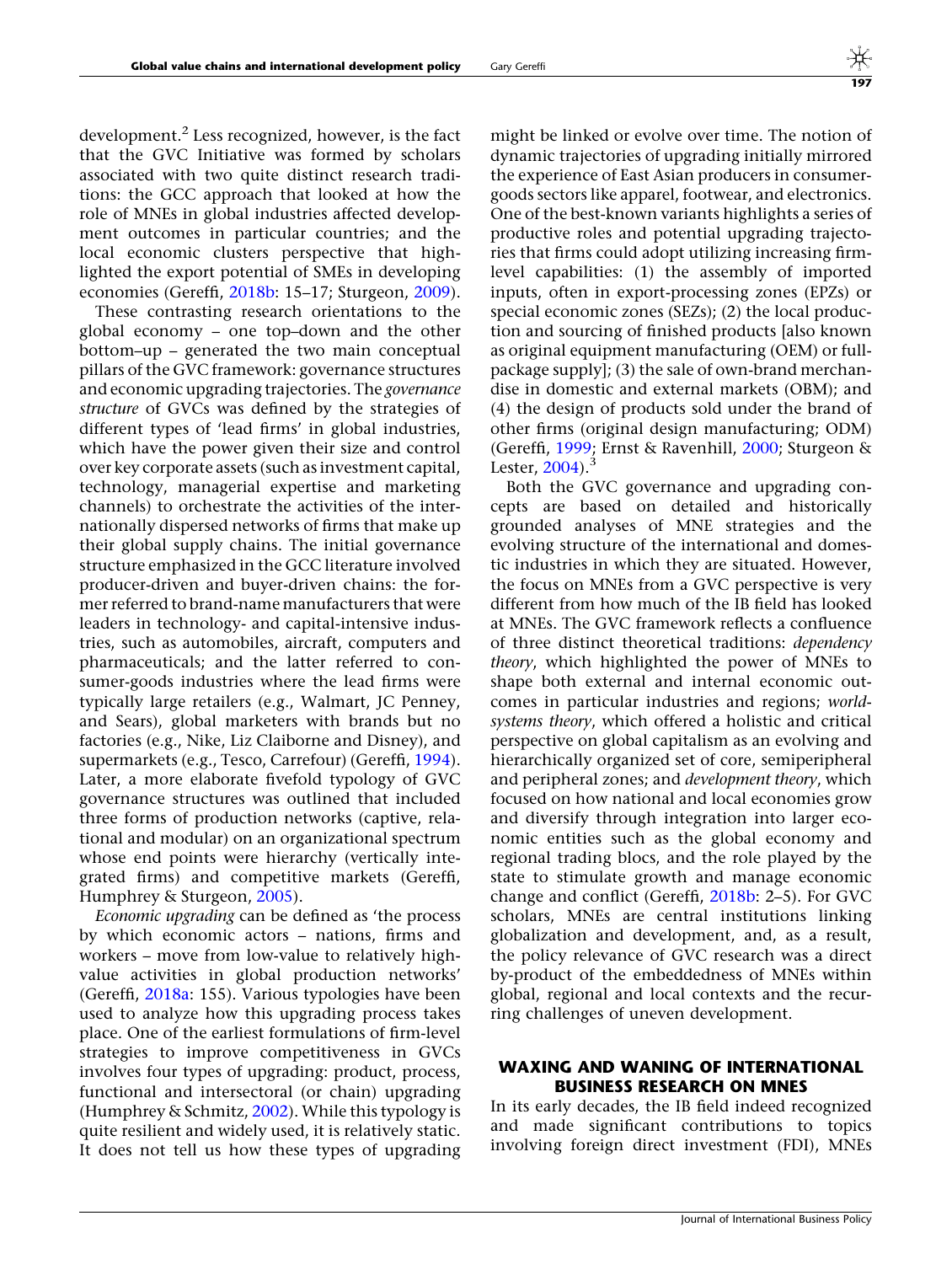development.[2] Less recognized, however, is the fact that the GVC Initiative was formed by scholars associated with two quite distinct research traditions: the GCC approach that looked at how the role of MNEs in global industries affected development outcomes in particular countries; and the local economic clusters perspective that highlighted the export potential of SMEs in developing economies (Gereffi, 2018b: 15–17; Sturgeon, 2009).

These contrasting research orientations to the global economy – one top–down and the other bottom–up – generated the two main conceptual pillars of the GVC framework: governance structures and economic upgrading trajectories. The *governance structure* of GVCs was defined by the strategies of different types of 'lead firms' in global industries, which have the power given their size and control over key corporate assets (such as investment capital, technology, managerial expertise and marketing channels) to orchestrate the activities of the internationally dispersed networks of firms that make up their global supply chains. The initial governance structure emphasized in the GCC literature involved producer-driven and buyer-driven chains: the former referred to brand-name manufacturers that were leaders in technology- and capital-intensive industries, such as automobiles, aircraft, computers and pharmaceuticals; and the latter referred to consumer-goods industries where the lead firms were typically large retailers (e.g., Walmart, JC Penney, and Sears), global marketers with brands but no factories (e.g., Nike, Liz Claiborne and Disney), and supermarkets (e.g., Tesco, Carrefour) (Gereffi, 1994). Later, a more elaborate fivefold typology of GVC governance structures was outlined that included three forms of production networks (captive, relational and modular) on an organizational spectrum whose end points were hierarchy (vertically integrated firms) and competitive markets (Gereffi, Humphrey & Sturgeon, 2005).

*Economic upgrading* can be defined as 'the process by which economic actors – nations, firms and workers – move from low-value to relatively high-value activities in global production networks' (Gereffi, 2018a: 155). Various typologies have been used to analyze how this upgrading process takes place. One of the earliest formulations of firm-level strategies to improve competitiveness in GVCs involves four types of upgrading: product, process, functional and intersectoral (or chain) upgrading (Humphrey & Schmitz, 2002). While this typology is quite resilient and widely used, it is relatively static. It does not tell us how these types of upgrading might be linked or evolve over time. The notion of dynamic trajectories of upgrading initially mirrored the experience of East Asian producers in consumer-goods sectors like apparel, footwear, and electronics. One of the best-known variants highlights a series of productive roles and potential upgrading trajectories that firms could adopt utilizing increasing firm-level capabilities: (1) the assembly of imported inputs, often in export-processing zones (EPZs) or special economic zones (SEZs); (2) the local production and sourcing of finished products [also known as original equipment manufacturing (OEM) or full-package supply]; (3) the sale of own-brand merchandise in domestic and external markets (OBM); and (4) the design of products sold under the brand of other firms (original design manufacturing; ODM) (Gereffi, 1999; Ernst & Ravenhill, 2000; Sturgeon & Lester, 2004).[3]

Both the GVC governance and upgrading concepts are based on detailed and historically grounded analyses of MNE strategies and the evolving structure of the international and domestic industries in which they are situated. However, the focus on MNEs from a GVC perspective is very different from how much of the IB field has looked at MNEs. The GVC framework reflects a confluence of three distinct theoretical traditions: *dependency theory*, which highlighted the power of MNEs to shape both external and internal economic outcomes in particular industries and regions; *world-systems theory*, which offered a holistic and critical perspective on global capitalism as an evolving and hierarchically organized set of core, semiperipheral and peripheral zones; and *development theory*, which focused on how national and local economies grow and diversify through integration into larger economic entities such as the global economy and regional trading blocs, and the role played by the state to stimulate growth and manage economic change and conflict (Gereffi, 2018b: 2–5). For GVC scholars, MNEs are central institutions linking globalization and development, and, as a result, the policy relevance of GVC research was a direct by-product of the embeddedness of MNEs within global, regional and local contexts and the recurring challenges of uneven development.

## WAXING AND WANING OF INTERNATIONAL BUSINESS RESEARCH ON MNES

In its early decades, the IB field indeed recognized and made significant contributions to topics involving foreign direct investment (FDI), MNEs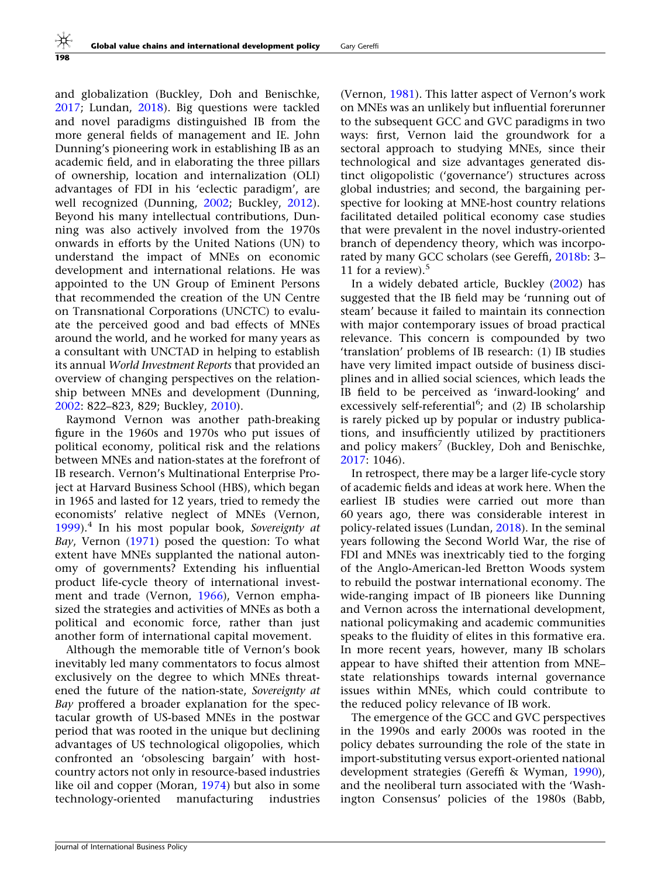and globalization (Buckley, Doh and Benischke, 2017; Lundan, 2018). Big questions were tackled and novel paradigms distinguished IB from the more general fields of management and IE. John Dunning's pioneering work in establishing IB as an academic field, and in elaborating the three pillars of ownership, location and internalization (OLI) advantages of FDI in his 'eclectic paradigm', are well recognized (Dunning, 2002; Buckley, 2012). Beyond his many intellectual contributions, Dunning was also actively involved from the 1970s onwards in efforts by the United Nations (UN) to understand the impact of MNEs on economic development and international relations. He was appointed to the UN Group of Eminent Persons that recommended the creation of the UN Centre on Transnational Corporations (UNCTC) to evaluate the perceived good and bad effects of MNEs around the world, and he worked for many years as a consultant with UNCTAD in helping to establish its annual *World Investment Reports* that provided an overview of changing perspectives on the relationship between MNEs and development (Dunning, 2002: 822–823, 829; Buckley, 2010).

Raymond Vernon was another path-breaking figure in the 1960s and 1970s who put issues of political economy, political risk and the relations between MNEs and nation-states at the forefront of IB research. Vernon's Multinational Enterprise Project at Harvard Business School (HBS), which began in 1965 and lasted for 12 years, tried to remedy the economists' relative neglect of MNEs (Vernon, 1999).[4] In his most popular book, *Sovereignty at Bay*, Vernon (1971) posed the question: To what extent have MNEs supplanted the national autonomy of governments? Extending his influential product life-cycle theory of international investment and trade (Vernon, 1966), Vernon emphasized the strategies and activities of MNEs as both a political and economic force, rather than just another form of international capital movement.

Although the memorable title of Vernon's book inevitably led many commentators to focus almost exclusively on the degree to which MNEs threatened the future of the nation-state, *Sovereignty at Bay* proffered a broader explanation for the spectacular growth of US-based MNEs in the postwar period that was rooted in the unique but declining advantages of US technological oligopolies, which confronted an 'obsolescing bargain' with host-country actors not only in resource-based industries like oil and copper (Moran, 1974) but also in some technology-oriented manufacturing industries (Vernon, 1981). This latter aspect of Vernon's work on MNEs was an unlikely but influential forerunner to the subsequent GCC and GVC paradigms in two ways: first, Vernon laid the groundwork for a sectoral approach to studying MNEs, since their technological and size advantages generated distinct oligopolistic ('governance') structures across global industries; and second, the bargaining perspective for looking at MNE-host country relations facilitated detailed political economy case studies that were prevalent in the novel industry-oriented branch of dependency theory, which was incorporated by many GCC scholars (see Gereffi, 2018b: 3–11 for a review).[5]

In a widely debated article, Buckley (2002) has suggested that the IB field may be 'running out of steam' because it failed to maintain its connection with major contemporary issues of broad practical relevance. This concern is compounded by two 'translation' problems of IB research: (1) IB studies have very limited impact outside of business disciplines and in allied social sciences, which leads the IB field to be perceived as 'inward-looking' and excessively self-referential[6]; and (2) IB scholarship is rarely picked up by popular or industry publications, and insufficiently utilized by practitioners and policy makers[7] (Buckley, Doh and Benischke, 2017: 1046).

In retrospect, there may be a larger life-cycle story of academic fields and ideas at work here. When the earliest IB studies were carried out more than 60 years ago, there was considerable interest in policy-related issues (Lundan, 2018). In the seminal years following the Second World War, the rise of FDI and MNEs was inextricably tied to the forging of the Anglo-American-led Bretton Woods system to rebuild the postwar international economy. The wide-ranging impact of IB pioneers like Dunning and Vernon across the international development, national policymaking and academic communities speaks to the fluidity of elites in this formative era. In more recent years, however, many IB scholars appear to have shifted their attention from MNE–state relationships towards internal governance issues within MNEs, which could contribute to the reduced policy relevance of IB work.

The emergence of the GCC and GVC perspectives in the 1990s and early 2000s was rooted in the policy debates surrounding the role of the state in import-substituting versus export-oriented national development strategies (Gereffi & Wyman, 1990), and the neoliberal turn associated with the 'Washington Consensus' policies of the 1980s (Babb,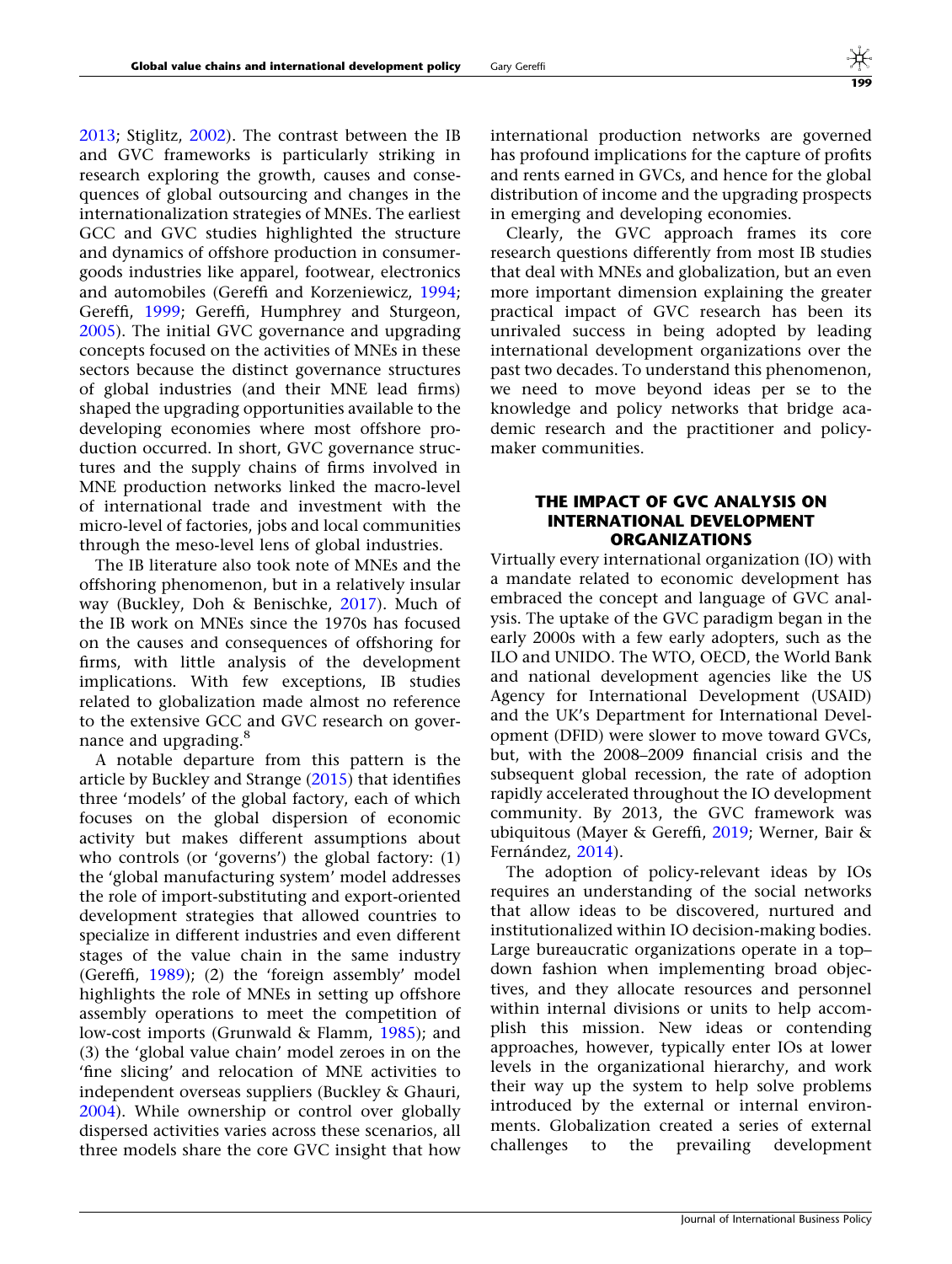2013; Stiglitz, 2002). The contrast between the IB and GVC frameworks is particularly striking in research exploring the growth, causes and consequences of global outsourcing and changes in the internationalization strategies of MNEs. The earliest GCC and GVC studies highlighted the structure and dynamics of offshore production in consumer-goods industries like apparel, footwear, electronics and automobiles (Gereffi and Korzeniewicz, 1994; Gereffi, 1999; Gereffi, Humphrey and Sturgeon, 2005). The initial GVC governance and upgrading concepts focused on the activities of MNEs in these sectors because the distinct governance structures of global industries (and their MNE lead firms) shaped the upgrading opportunities available to the developing economies where most offshore production occurred. In short, GVC governance structures and the supply chains of firms involved in MNE production networks linked the macro-level of international trade and investment with the micro-level of factories, jobs and local communities through the meso-level lens of global industries.

The IB literature also took note of MNEs and the offshoring phenomenon, but in a relatively insular way (Buckley, Doh & Benischke, 2017). Much of the IB work on MNEs since the 1970s has focused on the causes and consequences of offshoring for firms, with little analysis of the development implications. With few exceptions, IB studies related to globalization made almost no reference to the extensive GCC and GVC research on governance and upgrading.[8]

A notable departure from this pattern is the article by Buckley and Strange (2015) that identifies three 'models' of the global factory, each of which focuses on the global dispersion of economic activity but makes different assumptions about who controls (or 'governs') the global factory: (1) the 'global manufacturing system' model addresses the role of import-substituting and export-oriented development strategies that allowed countries to specialize in different industries and even different stages of the value chain in the same industry (Gereffi, 1989); (2) the 'foreign assembly' model highlights the role of MNEs in setting up offshore assembly operations to meet the competition of low-cost imports (Grunwald & Flamm, 1985); and (3) the 'global value chain' model zeroes in on the 'fine slicing' and relocation of MNE activities to independent overseas suppliers (Buckley & Ghauri, 2004). While ownership or control over globally dispersed activities varies across these scenarios, all three models share the core GVC insight that how international production networks are governed has profound implications for the capture of profits and rents earned in GVCs, and hence for the global distribution of income and the upgrading prospects in emerging and developing economies.

Clearly, the GVC approach frames its core research questions differently from most IB studies that deal with MNEs and globalization, but an even more important dimension explaining the greater practical impact of GVC research has been its unrivaled success in being adopted by leading international development organizations over the past two decades. To understand this phenomenon, we need to move beyond ideas per se to the knowledge and policy networks that bridge academic research and the practitioner and policy-maker communities.

## THE IMPACT OF GVC ANALYSIS ON INTERNATIONAL DEVELOPMENT ORGANIZATIONS

Virtually every international organization (IO) with a mandate related to economic development has embraced the concept and language of GVC analysis. The uptake of the GVC paradigm began in the early 2000s with a few early adopters, such as the ILO and UNIDO. The WTO, OECD, the World Bank and national development agencies like the US Agency for International Development (USAID) and the UK's Department for International Development (DFID) were slower to move toward GVCs, but, with the 2008–2009 financial crisis and the subsequent global recession, the rate of adoption rapidly accelerated throughout the IO development community. By 2013, the GVC framework was ubiquitous (Mayer & Gereffi, 2019; Werner, Bair & Fernández, 2014).

The adoption of policy-relevant ideas by IOs requires an understanding of the social networks that allow ideas to be discovered, nurtured and institutionalized within IO decision-making bodies. Large bureaucratic organizations operate in a top–down fashion when implementing broad objectives, and they allocate resources and personnel within internal divisions or units to help accomplish this mission. New ideas or contending approaches, however, typically enter IOs at lower levels in the organizational hierarchy, and work their way up the system to help solve problems introduced by the external or internal environments. Globalization created a series of external challenges to the prevailing development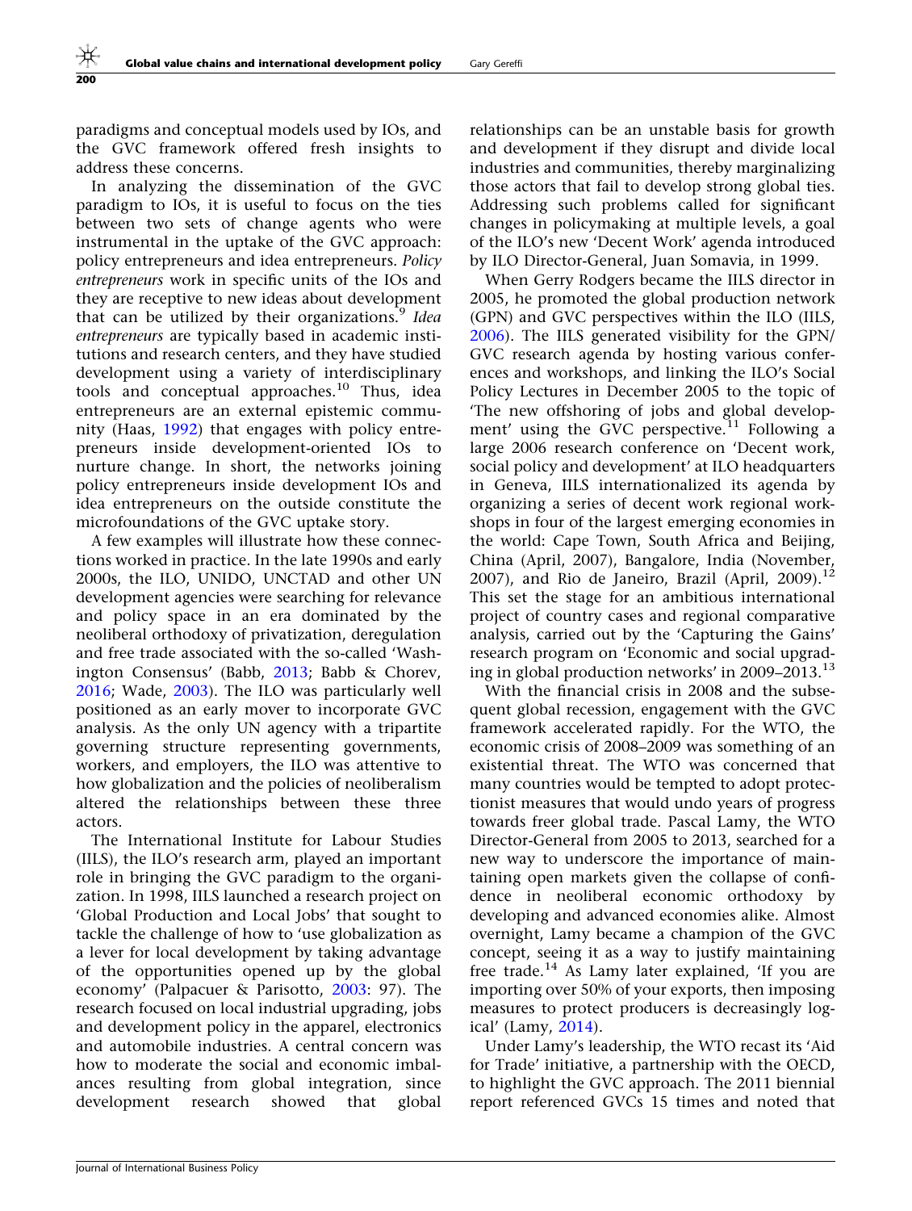paradigms and conceptual models used by IOs, and the GVC framework offered fresh insights to address these concerns.

In analyzing the dissemination of the GVC paradigm to IOs, it is useful to focus on the ties between two sets of change agents who were instrumental in the uptake of the GVC approach: policy entrepreneurs and idea entrepreneurs. *Policy entrepreneurs* work in specific units of the IOs and they are receptive to new ideas about development that can be utilized by their organizations.[9] *Idea entrepreneurs* are typically based in academic institutions and research centers, and they have studied development using a variety of interdisciplinary tools and conceptual approaches.[10] Thus, idea entrepreneurs are an external epistemic community (Haas, 1992) that engages with policy entrepreneurs inside development-oriented IOs to nurture change. In short, the networks joining policy entrepreneurs inside development IOs and idea entrepreneurs on the outside constitute the microfoundations of the GVC uptake story.

A few examples will illustrate how these connections worked in practice. In the late 1990s and early 2000s, the ILO, UNIDO, UNCTAD and other UN development agencies were searching for relevance and policy space in an era dominated by the neoliberal orthodoxy of privatization, deregulation and free trade associated with the so-called 'Washington Consensus' (Babb, 2013; Babb & Chorev, 2016; Wade, 2003). The ILO was particularly well positioned as an early mover to incorporate GVC analysis. As the only UN agency with a tripartite governing structure representing governments, workers, and employers, the ILO was attentive to how globalization and the policies of neoliberalism altered the relationships between these three actors.

The International Institute for Labour Studies (IILS), the ILO's research arm, played an important role in bringing the GVC paradigm to the organization. In 1998, IILS launched a research project on 'Global Production and Local Jobs' that sought to tackle the challenge of how to 'use globalization as a lever for local development by taking advantage of the opportunities opened up by the global economy' (Palpacuer & Parisotto, 2003: 97). The research focused on local industrial upgrading, jobs and development policy in the apparel, electronics and automobile industries. A central concern was how to moderate the social and economic imbalances resulting from global integration, since development research showed that global relationships can be an unstable basis for growth and development if they disrupt and divide local industries and communities, thereby marginalizing those actors that fail to develop strong global ties. Addressing such problems called for significant changes in policymaking at multiple levels, a goal of the ILO's new 'Decent Work' agenda introduced by ILO Director-General, Juan Somavia, in 1999.

When Gerry Rodgers became the IILS director in 2005, he promoted the global production network (GPN) and GVC perspectives within the ILO (IILS, 2006). The IILS generated visibility for the GPN/GVC research agenda by hosting various conferences and workshops, and linking the ILO's Social Policy Lectures in December 2005 to the topic of 'The new offshoring of jobs and global development' using the GVC perspective.[11] Following a large 2006 research conference on 'Decent work, social policy and development' at ILO headquarters in Geneva, IILS internationalized its agenda by organizing a series of decent work regional workshops in four of the largest emerging economies in the world: Cape Town, South Africa and Beijing, China (April, 2007), Bangalore, India (November, 2007), and Rio de Janeiro, Brazil (April, 2009).[12] This set the stage for an ambitious international project of country cases and regional comparative analysis, carried out by the 'Capturing the Gains' research program on 'Economic and social upgrading in global production networks' in 2009–2013.[13]

With the financial crisis in 2008 and the subsequent global recession, engagement with the GVC framework accelerated rapidly. For the WTO, the economic crisis of 2008–2009 was something of an existential threat. The WTO was concerned that many countries would be tempted to adopt protectionist measures that would undo years of progress towards freer global trade. Pascal Lamy, the WTO Director-General from 2005 to 2013, searched for a new way to underscore the importance of maintaining open markets given the collapse of confidence in neoliberal economic orthodoxy by developing and advanced economies alike. Almost overnight, Lamy became a champion of the GVC concept, seeing it as a way to justify maintaining free trade.[14] As Lamy later explained, 'If you are importing over 50% of your exports, then imposing measures to protect producers is decreasingly logical' (Lamy, 2014).

Under Lamy's leadership, the WTO recast its 'Aid for Trade' initiative, a partnership with the OECD, to highlight the GVC approach. The 2011 biennial report referenced GVCs 15 times and noted that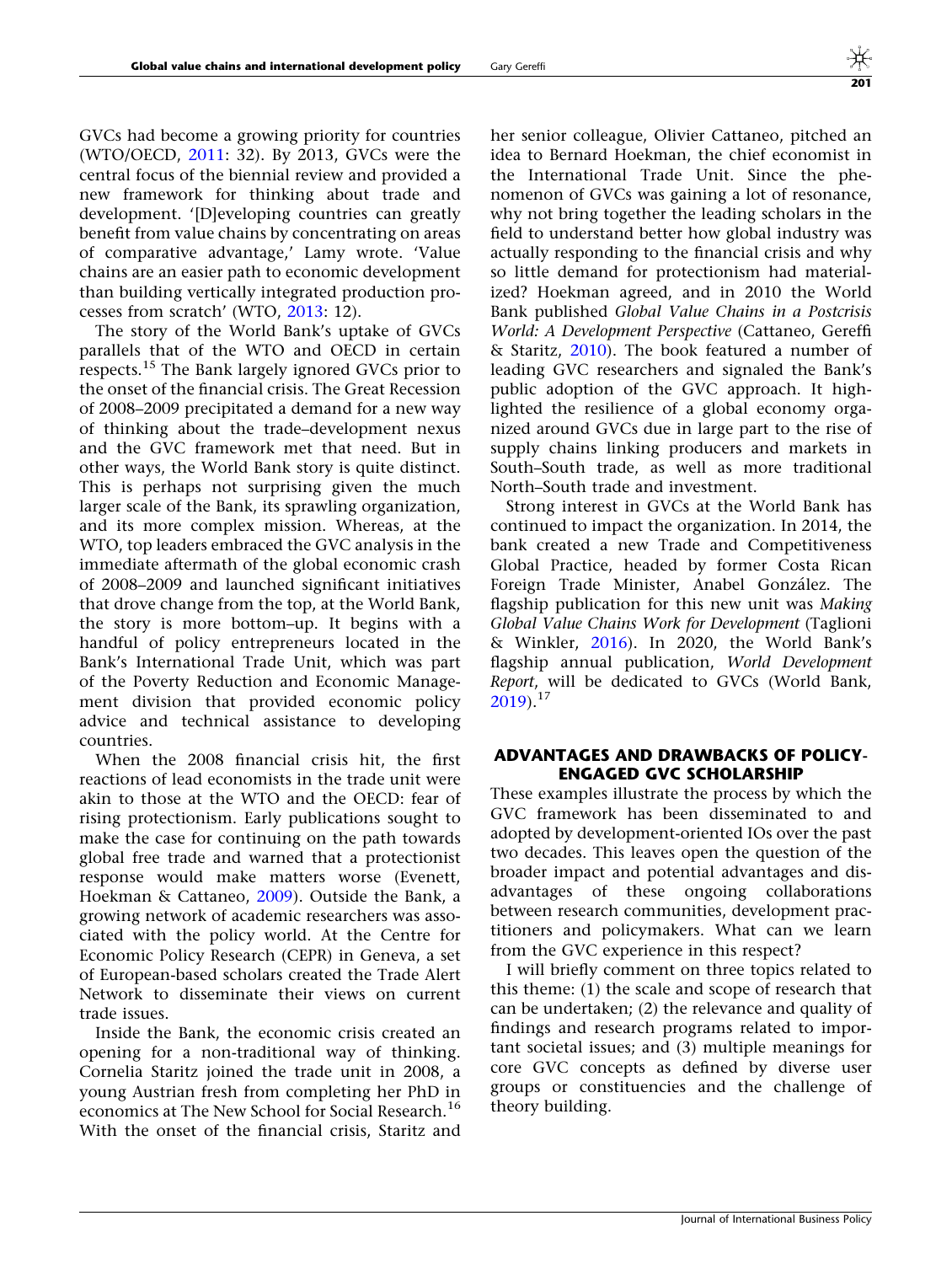GVCs had become a growing priority for countries (WTO/OECD, 2011: 32). By 2013, GVCs were the central focus of the biennial review and provided a new framework for thinking about trade and development. '[D]eveloping countries can greatly benefit from value chains by concentrating on areas of comparative advantage,' Lamy wrote. 'Value chains are an easier path to economic development than building vertically integrated production processes from scratch' (WTO, 2013: 12).

The story of the World Bank's uptake of GVCs parallels that of the WTO and OECD in certain respects.[15] The Bank largely ignored GVCs prior to the onset of the financial crisis. The Great Recession of 2008–2009 precipitated a demand for a new way of thinking about the trade–development nexus and the GVC framework met that need. But in other ways, the World Bank story is quite distinct. This is perhaps not surprising given the much larger scale of the Bank, its sprawling organization, and its more complex mission. Whereas, at the WTO, top leaders embraced the GVC analysis in the immediate aftermath of the global economic crash of 2008–2009 and launched significant initiatives that drove change from the top, at the World Bank, the story is more bottom–up. It begins with a handful of policy entrepreneurs located in the Bank's International Trade Unit, which was part of the Poverty Reduction and Economic Management division that provided economic policy advice and technical assistance to developing countries.

When the 2008 financial crisis hit, the first reactions of lead economists in the trade unit were akin to those at the WTO and the OECD: fear of rising protectionism. Early publications sought to make the case for continuing on the path towards global free trade and warned that a protectionist response would make matters worse (Evenett, Hoekman & Cattaneo, 2009). Outside the Bank, a growing network of academic researchers was associated with the policy world. At the Centre for Economic Policy Research (CEPR) in Geneva, a set of European-based scholars created the Trade Alert Network to disseminate their views on current trade issues.

Inside the Bank, the economic crisis created an opening for a non-traditional way of thinking. Cornelia Staritz joined the trade unit in 2008, a young Austrian fresh from completing her PhD in economics at The New School for Social Research.[16] With the onset of the financial crisis, Staritz and her senior colleague, Olivier Cattaneo, pitched an idea to Bernard Hoekman, the chief economist in the International Trade Unit. Since the phenomenon of GVCs was gaining a lot of resonance, why not bring together the leading scholars in the field to understand better how global industry was actually responding to the financial crisis and why so little demand for protectionism had materialized? Hoekman agreed, and in 2010 the World Bank published *Global Value Chains in a Postcrisis World: A Development Perspective* (Cattaneo, Gereffi & Staritz, 2010). The book featured a number of leading GVC researchers and signaled the Bank's public adoption of the GVC approach. It highlighted the resilience of a global economy organized around GVCs due in large part to the rise of supply chains linking producers and markets in South–South trade, as well as more traditional North–South trade and investment.

Strong interest in GVCs at the World Bank has continued to impact the organization. In 2014, the bank created a new Trade and Competitiveness Global Practice, headed by former Costa Rican Foreign Trade Minister, Anabel González. The flagship publication for this new unit was *Making Global Value Chains Work for Development* (Taglioni & Winkler, 2016). In 2020, the World Bank's flagship annual publication, *World Development Report*, will be dedicated to GVCs (World Bank, 2019).[17]

## ADVANTAGES AND DRAWBACKS OF POLICY-ENGAGED GVC SCHOLARSHIP

These examples illustrate the process by which the GVC framework has been disseminated to and adopted by development-oriented IOs over the past two decades. This leaves open the question of the broader impact and potential advantages and disadvantages of these ongoing collaborations between research communities, development practitioners and policymakers. What can we learn from the GVC experience in this respect?

I will briefly comment on three topics related to this theme: (1) the scale and scope of research that can be undertaken; (2) the relevance and quality of findings and research programs related to important societal issues; and (3) multiple meanings for core GVC concepts as defined by diverse user groups or constituencies and the challenge of theory building.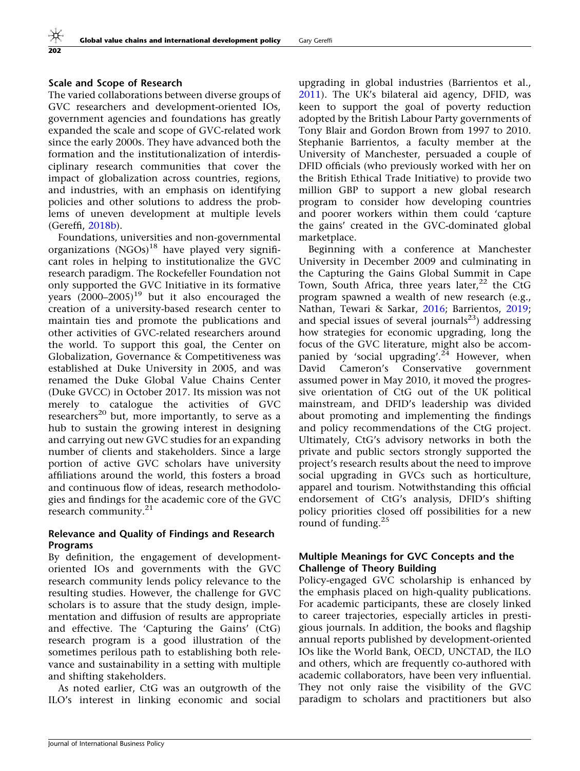### Scale and Scope of Research

The varied collaborations between diverse groups of GVC researchers and development-oriented IOs, government agencies and foundations has greatly expanded the scale and scope of GVC-related work since the early 2000s. They have advanced both the formation and the institutionalization of interdisciplinary research communities that cover the impact of globalization across countries, regions, and industries, with an emphasis on identifying policies and other solutions to address the problems of uneven development at multiple levels (Gereffi, 2018b).

Foundations, universities and non-governmental organizations (NGOs)[18] have played very significant roles in helping to institutionalize the GVC research paradigm. The Rockefeller Foundation not only supported the GVC Initiative in its formative years (2000–2005)[19] but it also encouraged the creation of a university-based research center to maintain ties and promote the publications and other activities of GVC-related researchers around the world. To support this goal, the Center on Globalization, Governance & Competitiveness was established at Duke University in 2005, and was renamed the Duke Global Value Chains Center (Duke GVCC) in October 2017. Its mission was not merely to catalogue the activities of GVC researchers[20] but, more importantly, to serve as a hub to sustain the growing interest in designing and carrying out new GVC studies for an expanding number of clients and stakeholders. Since a large portion of active GVC scholars have university affiliations around the world, this fosters a broad and continuous flow of ideas, research methodologies and findings for the academic core of the GVC research community.[21]

### Relevance and Quality of Findings and Research Programs

By definition, the engagement of development-oriented IOs and governments with the GVC research community lends policy relevance to the resulting studies. However, the challenge for GVC scholars is to assure that the study design, implementation and diffusion of results are appropriate and effective. The 'Capturing the Gains' (CtG) research program is a good illustration of the sometimes perilous path to establishing both relevance and sustainability in a setting with multiple and shifting stakeholders.

As noted earlier, CtG was an outgrowth of the ILO's interest in linking economic and social upgrading in global industries (Barrientos et al., 2011). The UK's bilateral aid agency, DFID, was keen to support the goal of poverty reduction adopted by the British Labour Party governments of Tony Blair and Gordon Brown from 1997 to 2010. Stephanie Barrientos, a faculty member at the University of Manchester, persuaded a couple of DFID officials (who previously worked with her on the British Ethical Trade Initiative) to provide two million GBP to support a new global research program to consider how developing countries and poorer workers within them could 'capture the gains' created in the GVC-dominated global marketplace.

Beginning with a conference at Manchester University in December 2009 and culminating in the Capturing the Gains Global Summit in Cape Town, South Africa, three years later,[22] the CtG program spawned a wealth of new research (e.g., Nathan, Tewari & Sarkar, 2016; Barrientos, 2019; and special issues of several journals[23]) addressing how strategies for economic upgrading, long the focus of the GVC literature, might also be accompanied by 'social upgrading'.[24] However, when David Cameron's Conservative government assumed power in May 2010, it moved the progressive orientation of CtG out of the UK political mainstream, and DFID's leadership was divided about promoting and implementing the findings and policy recommendations of the CtG project. Ultimately, CtG's advisory networks in both the private and public sectors strongly supported the project's research results about the need to improve social upgrading in GVCs such as horticulture, apparel and tourism. Notwithstanding this official endorsement of CtG's analysis, DFID's shifting policy priorities closed off possibilities for a new round of funding.[25]

### Multiple Meanings for GVC Concepts and the Challenge of Theory Building

Policy-engaged GVC scholarship is enhanced by the emphasis placed on high-quality publications. For academic participants, these are closely linked to career trajectories, especially articles in prestigious journals. In addition, the books and flagship annual reports published by development-oriented IOs like the World Bank, OECD, UNCTAD, the ILO and others, which are frequently co-authored with academic collaborators, have been very influential. They not only raise the visibility of the GVC paradigm to scholars and practitioners but also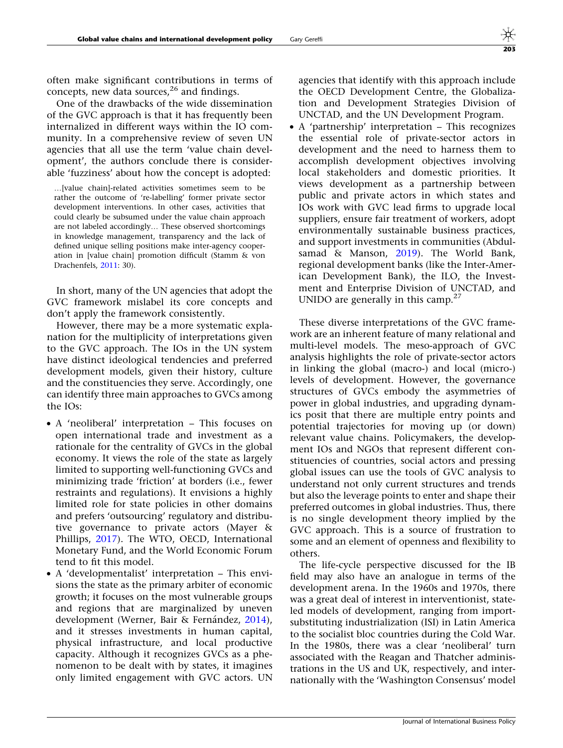often make significant contributions in terms of concepts, new data sources,[26] and findings.

One of the drawbacks of the wide dissemination of the GVC approach is that it has frequently been internalized in different ways within the IO community. In a comprehensive review of seven UN agencies that all use the term 'value chain development', the authors conclude there is considerable 'fuzziness' about how the concept is adopted:

> …[value chain]-related activities sometimes seem to be rather the outcome of 're-labelling' former private sector development interventions. In other cases, activities that could clearly be subsumed under the value chain approach are not labeled accordingly… These observed shortcomings in knowledge management, transparency and the lack of defined unique selling positions make inter-agency cooperation in [value chain] promotion difficult (Stamm & von Drachenfels, 2011: 30).

In short, many of the UN agencies that adopt the GVC framework mislabel its core concepts and don't apply the framework consistently.

However, there may be a more systematic explanation for the multiplicity of interpretations given to the GVC approach. The IOs in the UN system have distinct ideological tendencies and preferred development models, given their history, culture and the constituencies they serve. Accordingly, one can identify three main approaches to GVCs among the IOs:

- A 'neoliberal' interpretation – This focuses on open international trade and investment as a rationale for the centrality of GVCs in the global economy. It views the role of the state as largely limited to supporting well-functioning GVCs and minimizing trade 'friction' at borders (i.e., fewer restraints and regulations). It envisions a highly limited role for state policies in other domains and prefers 'outsourcing' regulatory and distributive governance to private actors (Mayer & Phillips, 2017). The WTO, OECD, International Monetary Fund, and the World Economic Forum tend to fit this model.
- A 'developmentalist' interpretation – This envisions the state as the primary arbiter of economic growth; it focuses on the most vulnerable groups and regions that are marginalized by uneven development (Werner, Bair & Fernández, 2014), and it stresses investments in human capital, physical infrastructure, and local productive capacity. Although it recognizes GVCs as a phenomenon to be dealt with by states, it imagines only limited engagement with GVC actors. UN agencies that identify with this approach include the OECD Development Centre, the Globalization and Development Strategies Division of UNCTAD, and the UN Development Program.
- A 'partnership' interpretation – This recognizes the essential role of private-sector actors in development and the need to harness them to accomplish development objectives involving local stakeholders and domestic priorities. It views development as a partnership between public and private actors in which states and IOs work with GVC lead firms to upgrade local suppliers, ensure fair treatment of workers, adopt environmentally sustainable business practices, and support investments in communities (Abdulsamad & Manson, 2019). The World Bank, regional development banks (like the Inter-American Development Bank), the ILO, the Investment and Enterprise Division of UNCTAD, and UNIDO are generally in this camp.[27]

These diverse interpretations of the GVC framework are an inherent feature of many relational and multi-level models. The meso-approach of GVC analysis highlights the role of private-sector actors in linking the global (macro-) and local (micro-) levels of development. However, the governance structures of GVCs embody the asymmetries of power in global industries, and upgrading dynamics posit that there are multiple entry points and potential trajectories for moving up (or down) relevant value chains. Policymakers, the development IOs and NGOs that represent different constituencies of countries, social actors and pressing global issues can use the tools of GVC analysis to understand not only current structures and trends but also the leverage points to enter and shape their preferred outcomes in global industries. Thus, there is no single development theory implied by the GVC approach. This is a source of frustration to some and an element of openness and flexibility to others.

The life-cycle perspective discussed for the IB field may also have an analogue in terms of the development arena. In the 1960s and 1970s, there was a great deal of interest in interventionist, state-led models of development, ranging from import-substituting industrialization (ISI) in Latin America to the socialist bloc countries during the Cold War. In the 1980s, there was a clear 'neoliberal' turn associated with the Reagan and Thatcher administrations in the US and UK, respectively, and internationally with the 'Washington Consensus' model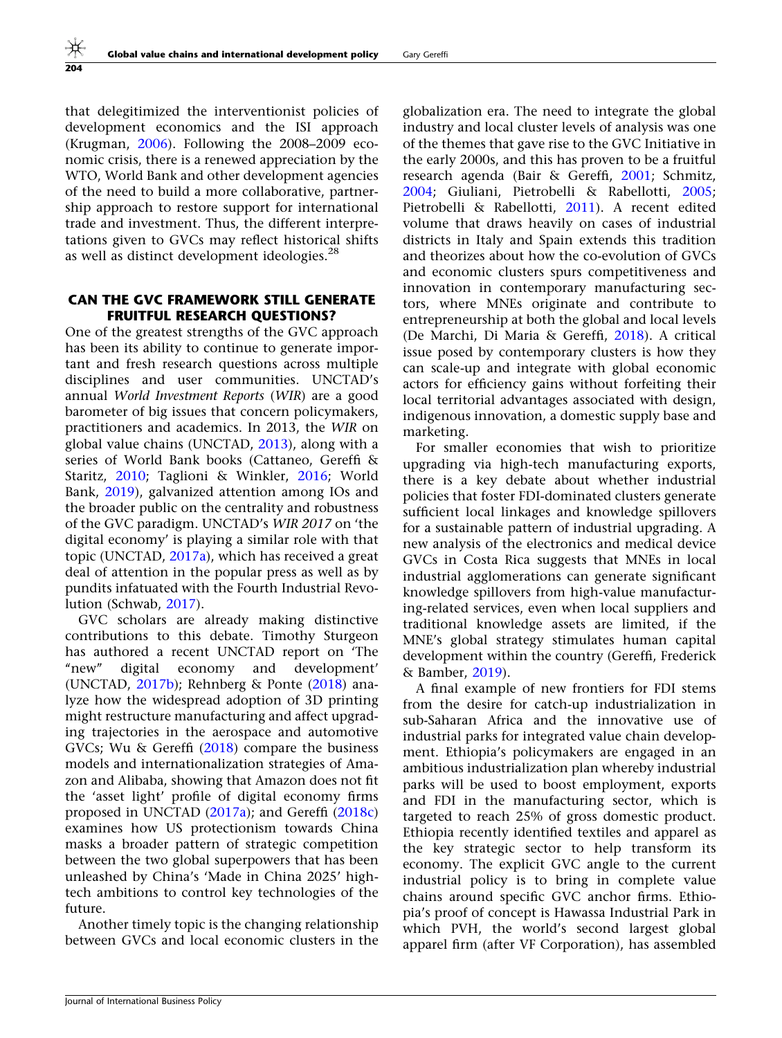that delegitimized the interventionist policies of development economics and the ISI approach (Krugman, 2006). Following the 2008–2009 economic crisis, there is a renewed appreciation by the WTO, World Bank and other development agencies of the need to build a more collaborative, partnership approach to restore support for international trade and investment. Thus, the different interpretations given to GVCs may reflect historical shifts as well as distinct development ideologies.[28]

## CAN THE GVC FRAMEWORK STILL GENERATE FRUITFUL RESEARCH QUESTIONS?

One of the greatest strengths of the GVC approach has been its ability to continue to generate important and fresh research questions across multiple disciplines and user communities. UNCTAD's annual *World Investment Reports* (*WIR*) are a good barometer of big issues that concern policymakers, practitioners and academics. In 2013, the *WIR* on global value chains (UNCTAD, 2013), along with a series of World Bank books (Cattaneo, Gereffi & Staritz, 2010; Taglioni & Winkler, 2016; World Bank, 2019), galvanized attention among IOs and the broader public on the centrality and robustness of the GVC paradigm. UNCTAD's *WIR 2017* on 'the digital economy' is playing a similar role with that topic (UNCTAD, 2017a), which has received a great deal of attention in the popular press as well as by pundits infatuated with the Fourth Industrial Revolution (Schwab, 2017).

GVC scholars are already making distinctive contributions to this debate. Timothy Sturgeon has authored a recent UNCTAD report on 'The "new" digital economy and development' (UNCTAD, 2017b); Rehnberg & Ponte (2018) analyze how the widespread adoption of 3D printing might restructure manufacturing and affect upgrading trajectories in the aerospace and automotive GVCs; Wu & Gereffi (2018) compare the business models and internationalization strategies of Amazon and Alibaba, showing that Amazon does not fit the 'asset light' profile of digital economy firms proposed in UNCTAD (2017a); and Gereffi (2018c) examines how US protectionism towards China masks a broader pattern of strategic competition between the two global superpowers that has been unleashed by China's 'Made in China 2025' high-tech ambitions to control key technologies of the future.

Another timely topic is the changing relationship between GVCs and local economic clusters in the globalization era. The need to integrate the global industry and local cluster levels of analysis was one of the themes that gave rise to the GVC Initiative in the early 2000s, and this has proven to be a fruitful research agenda (Bair & Gereffi, 2001; Schmitz, 2004; Giuliani, Pietrobelli & Rabellotti, 2005; Pietrobelli & Rabellotti, 2011). A recent edited volume that draws heavily on cases of industrial districts in Italy and Spain extends this tradition and theorizes about how the co-evolution of GVCs and economic clusters spurs competitiveness and innovation in contemporary manufacturing sectors, where MNEs originate and contribute to entrepreneurship at both the global and local levels (De Marchi, Di Maria & Gereffi, 2018). A critical issue posed by contemporary clusters is how they can scale-up and integrate with global economic actors for efficiency gains without forfeiting their local territorial advantages associated with design, indigenous innovation, a domestic supply base and marketing.

For smaller economies that wish to prioritize upgrading via high-tech manufacturing exports, there is a key debate about whether industrial policies that foster FDI-dominated clusters generate sufficient local linkages and knowledge spillovers for a sustainable pattern of industrial upgrading. A new analysis of the electronics and medical device GVCs in Costa Rica suggests that MNEs in local industrial agglomerations can generate significant knowledge spillovers from high-value manufacturing-related services, even when local suppliers and traditional knowledge assets are limited, if the MNE's global strategy stimulates human capital development within the country (Gereffi, Frederick & Bamber, 2019).

A final example of new frontiers for FDI stems from the desire for catch-up industrialization in sub-Saharan Africa and the innovative use of industrial parks for integrated value chain development. Ethiopia's policymakers are engaged in an ambitious industrialization plan whereby industrial parks will be used to boost employment, exports and FDI in the manufacturing sector, which is targeted to reach 25% of gross domestic product. Ethiopia recently identified textiles and apparel as the key strategic sector to help transform its economy. The explicit GVC angle to the current industrial policy is to bring in complete value chains around specific GVC anchor firms. Ethiopia's proof of concept is Hawassa Industrial Park in which PVH, the world's second largest global apparel firm (after VF Corporation), has assembled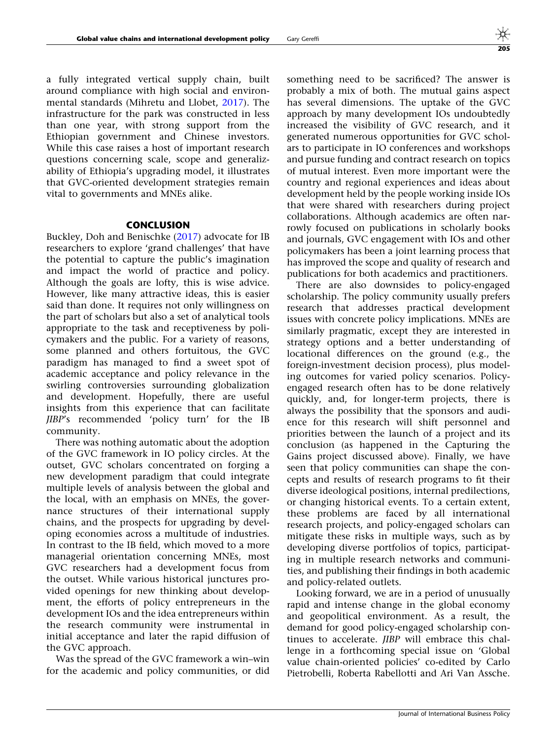a fully integrated vertical supply chain, built around compliance with high social and environmental standards (Mihretu and Llobet, 2017). The infrastructure for the park was constructed in less than one year, with strong support from the Ethiopian government and Chinese investors. While this case raises a host of important research questions concerning scale, scope and generalizability of Ethiopia's upgrading model, it illustrates that GVC-oriented development strategies remain vital to governments and MNEs alike.

## CONCLUSION

Buckley, Doh and Benischke (2017) advocate for IB researchers to explore 'grand challenges' that have the potential to capture the public's imagination and impact the world of practice and policy. Although the goals are lofty, this is wise advice. However, like many attractive ideas, this is easier said than done. It requires not only willingness on the part of scholars but also a set of analytical tools appropriate to the task and receptiveness by policymakers and the public. For a variety of reasons, some planned and others fortuitous, the GVC paradigm has managed to find a sweet spot of academic acceptance and policy relevance in the swirling controversies surrounding globalization and development. Hopefully, there are useful insights from this experience that can facilitate *JIBP*'s recommended 'policy turn' for the IB community.

There was nothing automatic about the adoption of the GVC framework in IO policy circles. At the outset, GVC scholars concentrated on forging a new development paradigm that could integrate multiple levels of analysis between the global and the local, with an emphasis on MNEs, the governance structures of their international supply chains, and the prospects for upgrading by developing economies across a multitude of industries. In contrast to the IB field, which moved to a more managerial orientation concerning MNEs, most GVC researchers had a development focus from the outset. While various historical junctures provided openings for new thinking about development, the efforts of policy entrepreneurs in the development IOs and the idea entrepreneurs within the research community were instrumental in initial acceptance and later the rapid diffusion of the GVC approach.

Was the spread of the GVC framework a win–win for the academic and policy communities, or did something need to be sacrificed? The answer is probably a mix of both. The mutual gains aspect has several dimensions. The uptake of the GVC approach by many development IOs undoubtedly increased the visibility of GVC research, and it generated numerous opportunities for GVC scholars to participate in IO conferences and workshops and pursue funding and contract research on topics of mutual interest. Even more important were the country and regional experiences and ideas about development held by the people working inside IOs that were shared with researchers during project collaborations. Although academics are often narrowly focused on publications in scholarly books and journals, GVC engagement with IOs and other policymakers has been a joint learning process that has improved the scope and quality of research and publications for both academics and practitioners.

There are also downsides to policy-engaged scholarship. The policy community usually prefers research that addresses practical development issues with concrete policy implications. MNEs are similarly pragmatic, except they are interested in strategy options and a better understanding of locational differences on the ground (e.g., the foreign-investment decision process), plus modeling outcomes for varied policy scenarios. Policy-engaged research often has to be done relatively quickly, and, for longer-term projects, there is always the possibility that the sponsors and audience for this research will shift personnel and priorities between the launch of a project and its conclusion (as happened in the Capturing the Gains project discussed above). Finally, we have seen that policy communities can shape the concepts and results of research programs to fit their diverse ideological positions, internal predilections, or changing historical events. To a certain extent, these problems are faced by all international research projects, and policy-engaged scholars can mitigate these risks in multiple ways, such as by developing diverse portfolios of topics, participating in multiple research networks and communities, and publishing their findings in both academic and policy-related outlets.

Looking forward, we are in a period of unusually rapid and intense change in the global economy and geopolitical environment. As a result, the demand for good policy-engaged scholarship continues to accelerate. *JIBP* will embrace this challenge in a forthcoming special issue on 'Global value chain-oriented policies' co-edited by Carlo Pietrobelli, Roberta Rabellotti and Ari Van Assche.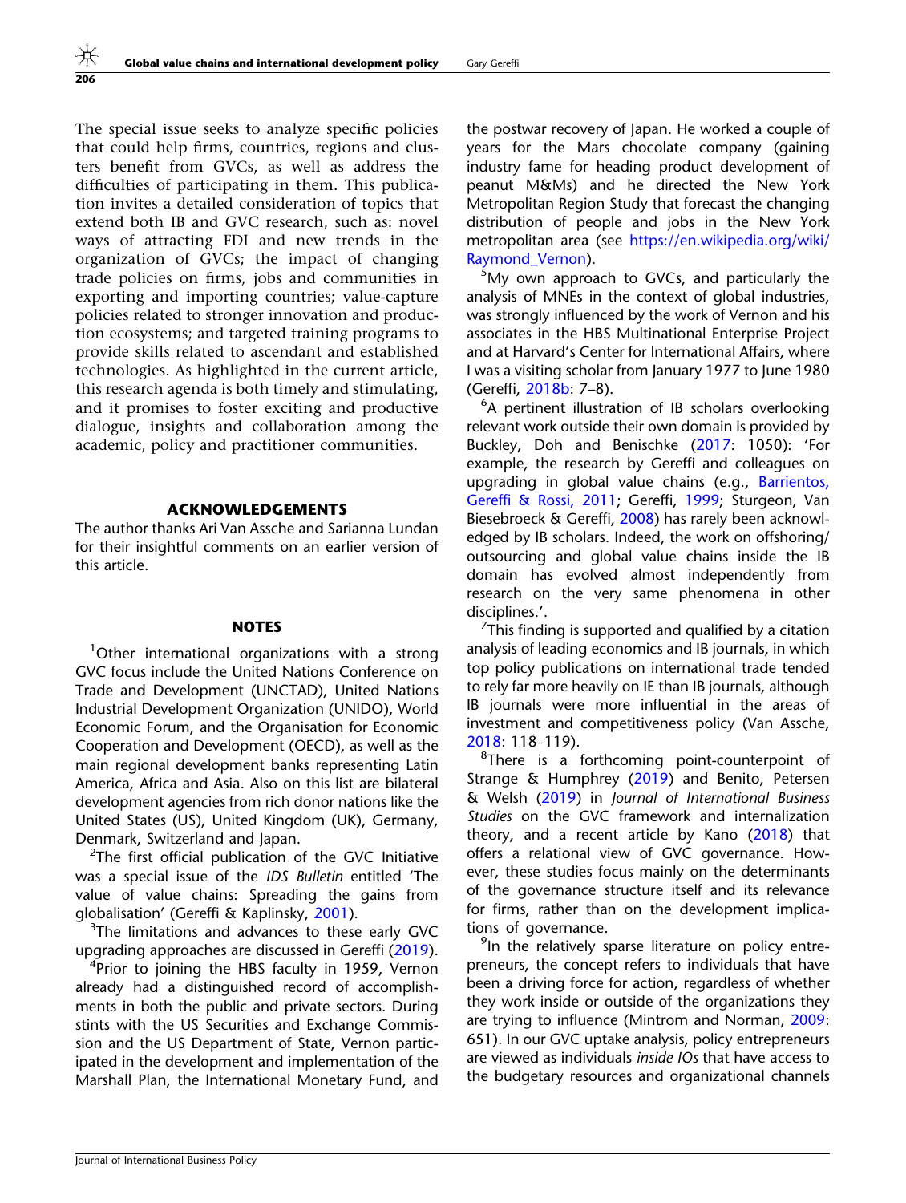The special issue seeks to analyze specific policies that could help firms, countries, regions and clusters benefit from GVCs, as well as address the difficulties of participating in them. This publication invites a detailed consideration of topics that extend both IB and GVC research, such as: novel ways of attracting FDI and new trends in the organization of GVCs; the impact of changing trade policies on firms, jobs and communities in exporting and importing countries; value-capture policies related to stronger innovation and production ecosystems; and targeted training programs to provide skills related to ascendant and established technologies. As highlighted in the current article, this research agenda is both timely and stimulating, and it promises to foster exciting and productive dialogue, insights and collaboration among the academic, policy and practitioner communities.

## ACKNOWLEDGEMENTS

The author thanks Ari Van Assche and Sarianna Lundan for their insightful comments on an earlier version of this article.

## NOTES

[1]Other international organizations with a strong GVC focus include the United Nations Conference on Trade and Development (UNCTAD), United Nations Industrial Development Organization (UNIDO), World Economic Forum, and the Organisation for Economic Cooperation and Development (OECD), as well as the main regional development banks representing Latin America, Africa and Asia. Also on this list are bilateral development agencies from rich donor nations like the United States (US), United Kingdom (UK), Germany, Denmark, Switzerland and Japan.

[2]The first official publication of the GVC Initiative was a special issue of the *IDS Bulletin* entitled 'The value of value chains: Spreading the gains from globalisation' (Gereffi & Kaplinsky, 2001).

[3]The limitations and advances to these early GVC upgrading approaches are discussed in Gereffi (2019).

[4]Prior to joining the HBS faculty in 1959, Vernon already had a distinguished record of accomplishments in both the public and private sectors. During stints with the US Securities and Exchange Commission and the US Department of State, Vernon participated in the development and implementation of the Marshall Plan, the International Monetary Fund, and the postwar recovery of Japan. He worked a couple of years for the Mars chocolate company (gaining industry fame for heading product development of peanut M&Ms) and he directed the New York Metropolitan Region Study that forecast the changing distribution of people and jobs in the New York metropolitan area (see https://en.wikipedia.org/wiki/Raymond_Vernon).

[5]My own approach to GVCs, and particularly the analysis of MNEs in the context of global industries, was strongly influenced by the work of Vernon and his associates in the HBS Multinational Enterprise Project and at Harvard's Center for International Affairs, where I was a visiting scholar from January 1977 to June 1980 (Gereffi, 2018b: 7–8).

[6]A pertinent illustration of IB scholars overlooking relevant work outside their own domain is provided by Buckley, Doh and Benischke (2017: 1050): 'For example, the research by Gereffi and colleagues on upgrading in global value chains (e.g., Barrientos, Gereffi & Rossi, 2011; Gereffi, 1999; Sturgeon, Van Biesebroeck & Gereffi, 2008) has rarely been acknowledged by IB scholars. Indeed, the work on offshoring/outsourcing and global value chains inside the IB domain has evolved almost independently from research on the very same phenomena in other disciplines.'.

[7]This finding is supported and qualified by a citation analysis of leading economics and IB journals, in which top policy publications on international trade tended to rely far more heavily on IE than IB journals, although IB journals were more influential in the areas of investment and competitiveness policy (Van Assche, 2018: 118–119).

[8]There is a forthcoming point-counterpoint of Strange & Humphrey (2019) and Benito, Petersen & Welsh (2019) in *Journal of International Business Studies* on the GVC framework and internalization theory, and a recent article by Kano (2018) that offers a relational view of GVC governance. However, these studies focus mainly on the determinants of the governance structure itself and its relevance for firms, rather than on the development implications of governance.

[9]In the relatively sparse literature on policy entrepreneurs, the concept refers to individuals that have been a driving force for action, regardless of whether they work inside or outside of the organizations they are trying to influence (Mintrom and Norman, 2009: 651). In our GVC uptake analysis, policy entrepreneurs are viewed as individuals *inside IOs* that have access to the budgetary resources and organizational channels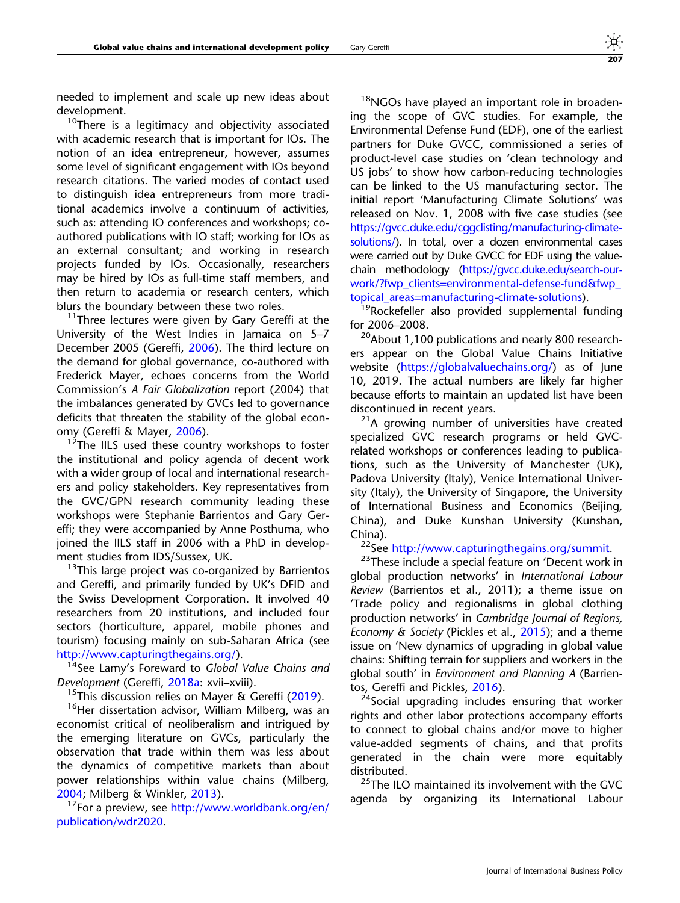needed to implement and scale up new ideas about development.

[10]There is a legitimacy and objectivity associated with academic research that is important for IOs. The notion of an idea entrepreneur, however, assumes some level of significant engagement with IOs beyond research citations. The varied modes of contact used to distinguish idea entrepreneurs from more traditional academics involve a continuum of activities, such as: attending IO conferences and workshops; co-authored publications with IO staff; working for IOs as an external consultant; and working in research projects funded by IOs. Occasionally, researchers may be hired by IOs as full-time staff members, and then return to academia or research centers, which blurs the boundary between these two roles.

[11]Three lectures were given by Gary Gereffi at the University of the West Indies in Jamaica on 5–7 December 2005 (Gereffi, 2006). The third lecture on the demand for global governance, co-authored with Frederick Mayer, echoes concerns from the World Commission's *A Fair Globalization* report (2004) that the imbalances generated by GVCs led to governance deficits that threaten the stability of the global economy (Gereffi & Mayer, 2006).

[12]The IILS used these country workshops to foster the institutional and policy agenda of decent work with a wider group of local and international researchers and policy stakeholders. Key representatives from the GVC/GPN research community leading these workshops were Stephanie Barrientos and Gary Gereffi; they were accompanied by Anne Posthuma, who joined the IILS staff in 2006 with a PhD in development studies from IDS/Sussex, UK.

[13]This large project was co-organized by Barrientos and Gereffi, and primarily funded by UK's DFID and the Swiss Development Corporation. It involved 40 researchers from 20 institutions, and included four sectors (horticulture, apparel, mobile phones and tourism) focusing mainly on sub-Saharan Africa (see http://www.capturingthegains.org/).

[14]See Lamy's Foreward to *Global Value Chains and Development* (Gereffi, 2018a: xvii–xviii).

[15]This discussion relies on Mayer & Gereffi (2019).

[16]Her dissertation advisor, William Milberg, was an economist critical of neoliberalism and intrigued by the emerging literature on GVCs, particularly the observation that trade within them was less about the dynamics of competitive markets than about power relationships within value chains (Milberg, 2004; Milberg & Winkler, 2013).

[17]For a preview, see http://www.worldbank.org/en/publication/wdr2020.

[18]NGOs have played an important role in broadening the scope of GVC studies. For example, the Environmental Defense Fund (EDF), one of the earliest partners for Duke GVCC, commissioned a series of product-level case studies on 'clean technology and US jobs' to show how carbon-reducing technologies can be linked to the US manufacturing sector. The initial report 'Manufacturing Climate Solutions' was released on Nov. 1, 2008 with five case studies (see https://gvcc.duke.edu/cggclisting/manufacturing-climate-solutions/). In total, over a dozen environmental cases were carried out by Duke GVCC for EDF using the value-chain methodology (https://gvcc.duke.edu/search-our-work/?fwp_clients=environmental-defense-fund&fwp_topical_areas=manufacturing-climate-solutions).

[19]Rockefeller also provided supplemental funding for 2006–2008.

[20]About 1,100 publications and nearly 800 researchers appear on the Global Value Chains Initiative website (https://globalvaluechains.org/) as of June 10, 2019. The actual numbers are likely far higher because efforts to maintain an updated list have been discontinued in recent years.

[21]A growing number of universities have created specialized GVC research programs or held GVC-related workshops or conferences leading to publications, such as the University of Manchester (UK), Padova University (Italy), Venice International University (Italy), the University of Singapore, the University of International Business and Economics (Beijing, China), and Duke Kunshan University (Kunshan, China).

[22]See http://www.capturingthegains.org/summit.

[23]These include a special feature on 'Decent work in global production networks' in *International Labour Review* (Barrientos et al., 2011); a theme issue on 'Trade policy and regionalisms in global clothing production networks' in *Cambridge Journal of Regions, Economy & Society* (Pickles et al., 2015); and a theme issue on 'New dynamics of upgrading in global value chains: Shifting terrain for suppliers and workers in the global south' in *Environment and Planning A* (Barrientos, Gereffi and Pickles, 2016).

[24]Social upgrading includes ensuring that worker rights and other labor protections accompany efforts to connect to global chains and/or move to higher value-added segments of chains, and that profits generated in the chain were more equitably distributed.

[25]The ILO maintained its involvement with the GVC agenda by organizing its International Labour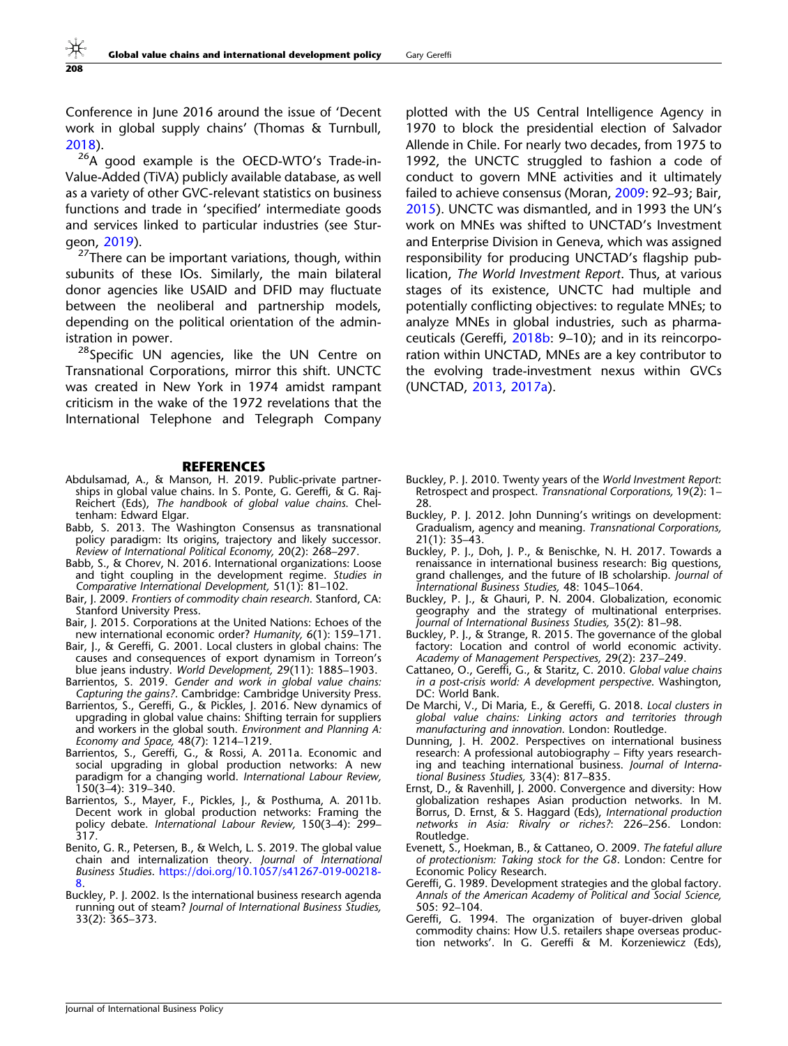Conference in June 2016 around the issue of 'Decent work in global supply chains' (Thomas & Turnbull, 2018).

[26]A good example is the OECD-WTO's Trade-in-Value-Added (TiVA) publicly available database, as well as a variety of other GVC-relevant statistics on business functions and trade in 'specified' intermediate goods and services linked to particular industries (see Sturgeon, 2019).

[27]There can be important variations, though, within subunits of these IOs. Similarly, the main bilateral donor agencies like USAID and DFID may fluctuate between the neoliberal and partnership models, depending on the political orientation of the administration in power.

[28]Specific UN agencies, like the UN Centre on Transnational Corporations, mirror this shift. UNCTC was created in New York in 1974 amidst rampant criticism in the wake of the 1972 revelations that the International Telephone and Telegraph Company plotted with the US Central Intelligence Agency in 1970 to block the presidential election of Salvador Allende in Chile. For nearly two decades, from 1975 to 1992, the UNCTC struggled to fashion a code of conduct to govern MNE activities and it ultimately failed to achieve consensus (Moran, 2009: 92–93; Bair, 2015). UNCTC was dismantled, and in 1993 the UN's work on MNEs was shifted to UNCTAD's Investment and Enterprise Division in Geneva, which was assigned responsibility for producing UNCTAD's flagship publication, *The World Investment Report*. Thus, at various stages of its existence, UNCTC had multiple and potentially conflicting objectives: to regulate MNEs; to analyze MNEs in global industries, such as pharmaceuticals (Gereffi, 2018b: 9–10); and in its reincorporation within UNCTAD, MNEs are a key contributor to the evolving trade-investment nexus within GVCs (UNCTAD, 2013, 2017a).

## REFERENCES

Abdulsamad, A., & Manson, H. 2019. Public-private partnerships in global value chains. In S. Ponte, G. Gereffi, & G. Raj-Reichert (Eds), *The handbook of global value chains*. Cheltenham: Edward Elgar.

Babb, S. 2013. The Washington Consensus as transnational policy paradigm: Its origins, trajectory and likely successor. *Review of International Political Economy,* 20(2): 268–297.

Babb, S., & Chorev, N. 2016. International organizations: Loose and tight coupling in the development regime. *Studies in Comparative International Development,* 51(1): 81–102.

Bair, J. 2009. *Frontiers of commodity chain research*. Stanford, CA: Stanford University Press.

Bair, J. 2015. Corporations at the United Nations: Echoes of the new international economic order? *Humanity,* 6(1): 159–171.

Bair, J., & Gereffi, G. 2001. Local clusters in global chains: The causes and consequences of export dynamism in Torreon's blue jeans industry. *World Development,* 29(11): 1885–1903.

Barrientos, S. 2019. *Gender and work in global value chains: Capturing the gains?*. Cambridge: Cambridge University Press.

Barrientos, S., Gereffi, G., & Pickles, J. 2016. New dynamics of upgrading in global value chains: Shifting terrain for suppliers and workers in the global south. *Environment and Planning A: Economy and Space,* 48(7): 1214–1219.

Barrientos, S., Gereffi, G., & Rossi, A. 2011a. Economic and social upgrading in global production networks: A new paradigm for a changing world. *International Labour Review,* 150(3–4): 319–340.

Barrientos, S., Mayer, F., Pickles, J., & Posthuma, A. 2011b. Decent work in global production networks: Framing the policy debate. *International Labour Review,* 150(3–4): 299–317.

Benito, G. R., Petersen, B., & Welch, L. S. 2019. The global value chain and internalization theory. *Journal of International Business Studies*. https://doi.org/10.1057/s41267-019-00218-8.

Buckley, P. J. 2002. Is the international business research agenda running out of steam? *Journal of International Business Studies,* 33(2): 365–373.

Buckley, P. J. 2010. Twenty years of the *World Investment Report*: Retrospect and prospect. *Transnational Corporations,* 19(2): 1–28.

Buckley, P. J. 2012. John Dunning's writings on development: Gradualism, agency and meaning. *Transnational Corporations,* 21(1): 35–43.

Buckley, P. J., Doh, J. P., & Benischke, N. H. 2017. Towards a renaissance in international business research: Big questions, grand challenges, and the future of IB scholarship. *Journal of International Business Studies,* 48: 1045–1064.

Buckley, P. J., & Ghauri, P. N. 2004. Globalization, economic geography and the strategy of multinational enterprises. *Journal of International Business Studies,* 35(2): 81–98.

Buckley, P. J., & Strange, R. 2015. The governance of the global factory: Location and control of world economic activity. *Academy of Management Perspectives,* 29(2): 237–249.

Cattaneo, O., Gereffi, G., & Staritz, C. 2010. *Global value chains in a post-crisis world: A development perspective*. Washington, DC: World Bank.

De Marchi, V., Di Maria, E., & Gereffi, G. 2018. *Local clusters in global value chains: Linking actors and territories through manufacturing and innovation*. London: Routledge.

Dunning, J. H. 2002. Perspectives on international business research: A professional autobiography – Fifty years researching and teaching international business. *Journal of International Business Studies,* 33(4): 817–835.

Ernst, D., & Ravenhill, J. 2000. Convergence and diversity: How globalization reshapes Asian production networks. In M. Borrus, D. Ernst, & S. Haggard (Eds), *International production networks in Asia: Rivalry or riches?*: 226–256. London: Routledge.

Evenett, S., Hoekman, B., & Cattaneo, O. 2009. *The fateful allure of protectionism: Taking stock for the G8*. London: Centre for Economic Policy Research.

Gereffi, G. 1989. Development strategies and the global factory. *Annals of the American Academy of Political and Social Science,* 505: 92–104.

Gereffi, G. 1994. The organization of buyer-driven global commodity chains: How U.S. retailers shape overseas production networks'. In G. Gereffi & M. Korzeniewicz (Eds),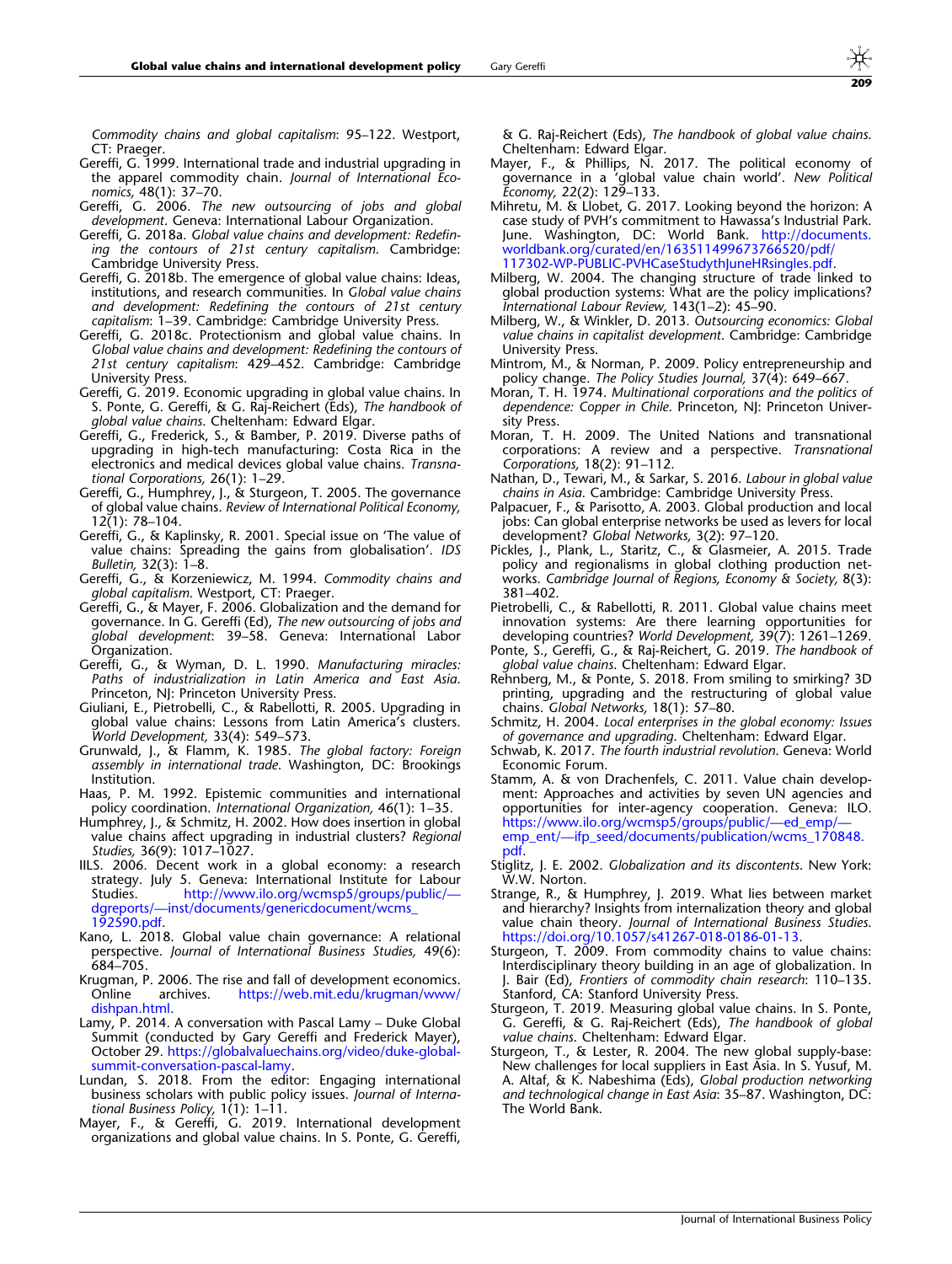*Commodity chains and global capitalism*: 95–122. Westport, CT: Praeger.

Gereffi, G. 1999. International trade and industrial upgrading in the apparel commodity chain. *Journal of International Economics,* 48(1): 37–70.

Gereffi, G. 2006. *The new outsourcing of jobs and global development*. Geneva: International Labour Organization.

Gereffi, G. 2018a. *Global value chains and development: Redefining the contours of 21st century capitalism*. Cambridge: Cambridge University Press.

Gereffi, G. 2018b. The emergence of global value chains: Ideas, institutions, and research communities. In *Global value chains and development: Redefining the contours of 21st century capitalism*: 1–39. Cambridge: Cambridge University Press.

Gereffi, G. 2018c. Protectionism and global value chains. In *Global value chains and development: Redefining the contours of 21st century capitalism*: 429–452. Cambridge: Cambridge University Press.

Gereffi, G. 2019. Economic upgrading in global value chains. In S. Ponte, G. Gereffi, & G. Raj-Reichert (Eds), *The handbook of global value chains*. Cheltenham: Edward Elgar.

Gereffi, G., Frederick, S., & Bamber, P. 2019. Diverse paths of upgrading in high-tech manufacturing: Costa Rica in the electronics and medical devices global value chains. *Transnational Corporations,* 26(1): 1–29.

Gereffi, G., Humphrey, J., & Sturgeon, T. 2005. The governance of global value chains. *Review of International Political Economy,* 12(1): 78–104.

Gereffi, G., & Kaplinsky, R. 2001. Special issue on 'The value of value chains: Spreading the gains from globalisation'. *IDS Bulletin,* 32(3): 1–8.

Gereffi, G., & Korzeniewicz, M. 1994. *Commodity chains and global capitalism*. Westport, CT: Praeger.

Gereffi, G., & Mayer, F. 2006. Globalization and the demand for governance. In G. Gereffi (Ed), *The new outsourcing of jobs and global development*: 39–58. Geneva: International Labor Organization.

Gereffi, G., & Wyman, D. L. 1990. *Manufacturing miracles: Paths of industrialization in Latin America and East Asia*. Princeton, NJ: Princeton University Press.

Giuliani, E., Pietrobelli, C., & Rabellotti, R. 2005. Upgrading in global value chains: Lessons from Latin America's clusters. *World Development,* 33(4): 549–573.

Grunwald, J., & Flamm, K. 1985. *The global factory: Foreign assembly in international trade*. Washington, DC: Brookings Institution.

Haas, P. M. 1992. Epistemic communities and international policy coordination. *International Organization,* 46(1): 1–35.

Humphrey, J., & Schmitz, H. 2002. How does insertion in global value chains affect upgrading in industrial clusters? *Regional Studies,* 36(9): 1017–1027.

IILS. 2006. Decent work in a global economy: a research strategy. July 5. Geneva: International Institute for Labour Studies. http://www.ilo.org/wcmsp5/groups/public/—dgreports/—inst/documents/genericdocument/wcms_192590.pdf.

Kano, L. 2018. Global value chain governance: A relational perspective. *Journal of International Business Studies,* 49(6): 684–705.

Krugman, P. 2006. The rise and fall of development economics. Online archives. https://web.mit.edu/krugman/www/dishpan.html.

Lamy, P. 2014. A conversation with Pascal Lamy – Duke Global Summit (conducted by Gary Gereffi and Frederick Mayer), October 29. https://globalvaluechains.org/video/duke-global-summit-conversation-pascal-lamy.

Lundan, S. 2018. From the editor: Engaging international business scholars with public policy issues. *Journal of International Business Policy,* 1(1): 1–11.

Mayer, F., & Gereffi, G. 2019. International development organizations and global value chains. In S. Ponte, G. Gereffi, & G. Raj-Reichert (Eds), *The handbook of global value chains*. Cheltenham: Edward Elgar.

Mayer, F., & Phillips, N. 2017. The political economy of governance in a 'global value chain world'. *New Political Economy,* 22(2): 129–133.

Mihretu, M. & Llobet, G. 2017. Looking beyond the horizon: A case study of PVH's commitment to Hawassa's Industrial Park. June. Washington, DC: World Bank. http://documents.worldbank.org/curated/en/163511499673766520/pdf/117302-WP-PUBLIC-PVHCaseStudythJuneHRsingles.pdf.

Milberg, W. 2004. The changing structure of trade linked to global production systems: What are the policy implications? *International Labour Review,* 143(1–2): 45–90.

Milberg, W., & Winkler, D. 2013. *Outsourcing economics: Global value chains in capitalist development*. Cambridge: Cambridge University Press.

Mintrom, M., & Norman, P. 2009. Policy entrepreneurship and policy change. *The Policy Studies Journal,* 37(4): 649–667.

Moran, T. H. 1974. *Multinational corporations and the politics of dependence: Copper in Chile*. Princeton, NJ: Princeton University Press.

Moran, T. H. 2009. The United Nations and transnational corporations: A review and a perspective. *Transnational Corporations,* 18(2): 91–112.

Nathan, D., Tewari, M., & Sarkar, S. 2016. *Labour in global value chains in Asia*. Cambridge: Cambridge University Press.

Palpacuer, F., & Parisotto, A. 2003. Global production and local jobs: Can global enterprise networks be used as levers for local development? *Global Networks,* 3(2): 97–120.

Pickles, J., Plank, L., Staritz, C., & Glasmeier, A. 2015. Trade policy and regionalisms in global clothing production networks. *Cambridge Journal of Regions, Economy & Society,* 8(3): 381–402.

Pietrobelli, C., & Rabellotti, R. 2011. Global value chains meet innovation systems: Are there learning opportunities for developing countries? *World Development,* 39(7): 1261–1269.

Ponte, S., Gereffi, G., & Raj-Reichert, G. 2019. *The handbook of global value chains*. Cheltenham: Edward Elgar.

Rehnberg, M., & Ponte, S. 2018. From smiling to smirking? 3D printing, upgrading and the restructuring of global value chains. *Global Networks,* 18(1): 57–80.

Schmitz, H. 2004. *Local enterprises in the global economy: Issues of governance and upgrading*. Cheltenham: Edward Elgar.

Schwab, K. 2017. *The fourth industrial revolution*. Geneva: World Economic Forum.

Stamm, A. & von Drachenfels, C. 2011. Value chain development: Approaches and activities by seven UN agencies and opportunities for inter-agency cooperation. Geneva: ILO. https://www.ilo.org/wcmsp5/groups/public/—ed_emp/—emp_ent/—ifp_seed/documents/publication/wcms_170848.pdf.

Stiglitz, J. E. 2002. *Globalization and its discontents*. New York: W.W. Norton.

Strange, R., & Humphrey, J. 2019. What lies between market and hierarchy? Insights from internalization theory and global value chain theory. *Journal of International Business Studies*. https://doi.org/10.1057/s41267-018-0186-01-13.

Sturgeon, T. 2009. From commodity chains to value chains: Interdisciplinary theory building in an age of globalization. In J. Bair (Ed), *Frontiers of commodity chain research*: 110–135. Stanford, CA: Stanford University Press.

Sturgeon, T. 2019. Measuring global value chains. In S. Ponte, G. Gereffi, & G. Raj-Reichert (Eds), *The handbook of global value chains*. Cheltenham: Edward Elgar.

Sturgeon, T., & Lester, R. 2004. The new global supply-base: New challenges for local suppliers in East Asia. In S. Yusuf, M. A. Altaf, & K. Nabeshima (Eds), *Global production networking and technological change in East Asia*: 35–87. Washington, DC: The World Bank.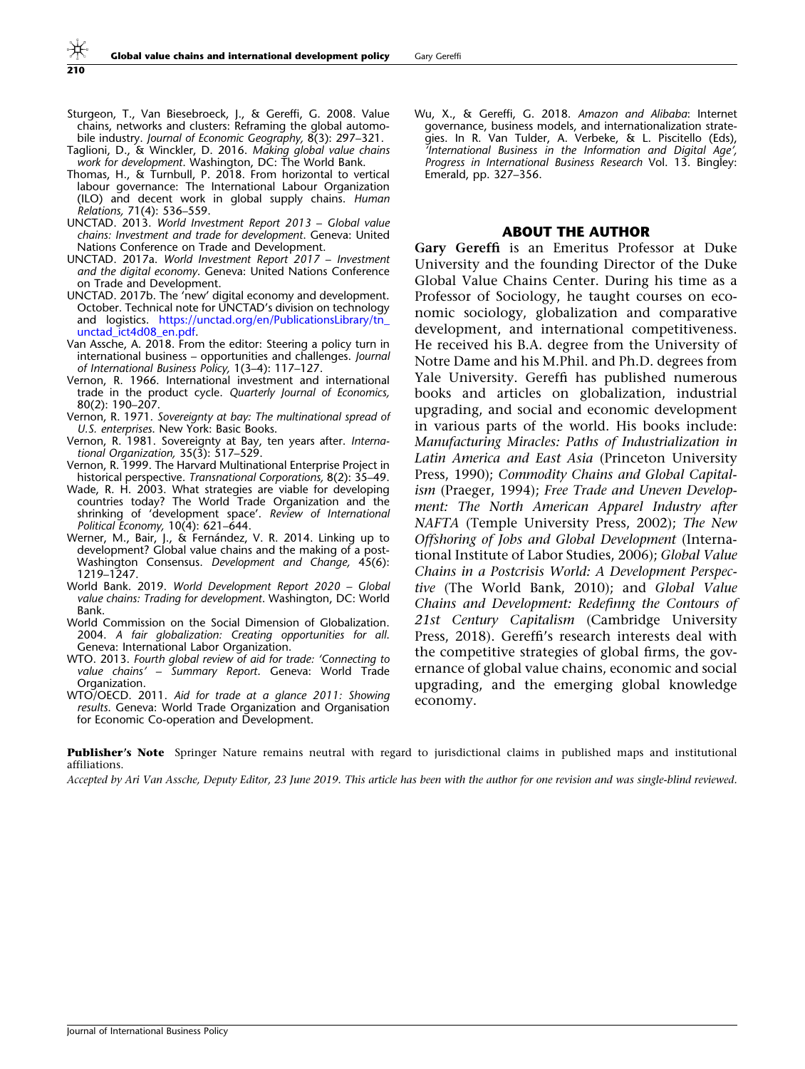Sturgeon, T., Van Biesebroeck, J., & Gereffi, G. 2008. Value chains, networks and clusters: Reframing the global automobile industry. *Journal of Economic Geography,* 8(3): 297–321.

Taglioni, D., & Winckler, D. 2016. *Making global value chains work for development*. Washington, DC: The World Bank.

Thomas, H., & Turnbull, P. 2018. From horizontal to vertical labour governance: The International Labour Organization (ILO) and decent work in global supply chains. *Human Relations,* 71(4): 536–559.

UNCTAD. 2013. *World Investment Report 2013 – Global value chains: Investment and trade for development*. Geneva: United Nations Conference on Trade and Development.

UNCTAD. 2017a. *World Investment Report 2017 – Investment and the digital economy*. Geneva: United Nations Conference on Trade and Development.

UNCTAD. 2017b. The 'new' digital economy and development. October. Technical note for UNCTAD's division on technology and logistics. https://unctad.org/en/PublicationsLibrary/tn_unctad_ict4d08_en.pdf.

Van Assche, A. 2018. From the editor: Steering a policy turn in international business – opportunities and challenges. *Journal of International Business Policy,* 1(3–4): 117–127.

Vernon, R. 1966. International investment and international trade in the product cycle. *Quarterly Journal of Economics,* 80(2): 190–207.

Vernon, R. 1971. *Sovereignty at bay: The multinational spread of U.S. enterprises.* New York: Basic Books.

Vernon, R. 1981. Sovereignty at Bay, ten years after. *International Organization,* 35(3): 517–529.

Vernon, R. 1999. The Harvard Multinational Enterprise Project in historical perspective. *Transnational Corporations,* 8(2): 35–49.

Wade, R. H. 2003. What strategies are viable for developing countries today? The World Trade Organization and the shrinking of 'development space'. *Review of International Political Economy,* 10(4): 621–644.

Werner, M., Bair, J., & Fernández, V. R. 2014. Linking up to development? Global value chains and the making of a post-Washington Consensus. *Development and Change,* 45(6): 1219–1247.

World Bank. 2019. *World Development Report 2020 – Global value chains: Trading for development*. Washington, DC: World Bank.

World Commission on the Social Dimension of Globalization. 2004. *A fair globalization: Creating opportunities for all*. Geneva: International Labor Organization.

WTO. 2013. *Fourth global review of aid for trade: 'Connecting to value chains' – Summary Report*. Geneva: World Trade Organization.

WTO/OECD. 2011. *Aid for trade at a glance 2011: Showing results*. Geneva: World Trade Organization and Organisation for Economic Co-operation and Development.

Wu, X., & Gereffi, G. 2018. *Amazon and Alibaba*: Internet governance, business models, and internationalization strategies. In R. Van Tulder, A. Verbeke, & L. Piscitello (Eds), *'International Business in the Information and Digital Age', Progress in International Business Research* Vol. 13. Bingley: Emerald, pp. 327–356.

## ABOUT THE AUTHOR

**Gary Gereffi** is an Emeritus Professor at Duke University and the founding Director of the Duke Global Value Chains Center. During his time as a Professor of Sociology, he taught courses on economic sociology, globalization and comparative development, and international competitiveness. He received his B.A. degree from the University of Notre Dame and his M.Phil. and Ph.D. degrees from Yale University. Gereffi has published numerous books and articles on globalization, industrial upgrading, and social and economic development in various parts of the world. His books include: *Manufacturing Miracles: Paths of Industrialization in Latin America and East Asia* (Princeton University Press, 1990); *Commodity Chains and Global Capitalism* (Praeger, 1994); *Free Trade and Uneven Development: The North American Apparel Industry after NAFTA* (Temple University Press, 2002); *The New Offshoring of Jobs and Global Development* (International Institute of Labor Studies, 2006); *Global Value Chains in a Postcrisis World: A Development Perspective* (The World Bank, 2010); and *Global Value Chains and Development: Redefinng the Contours of 21st Century Capitalism* (Cambridge University Press, 2018). Gereffi's research interests deal with the competitive strategies of global firms, the governance of global value chains, economic and social upgrading, and the emerging global knowledge economy.

**Publisher's Note** Springer Nature remains neutral with regard to jurisdictional claims in published maps and institutional affiliations.

*Accepted by Ari Van Assche, Deputy Editor, 23 June 2019. This article has been with the author for one revision and was single-blind reviewed.*